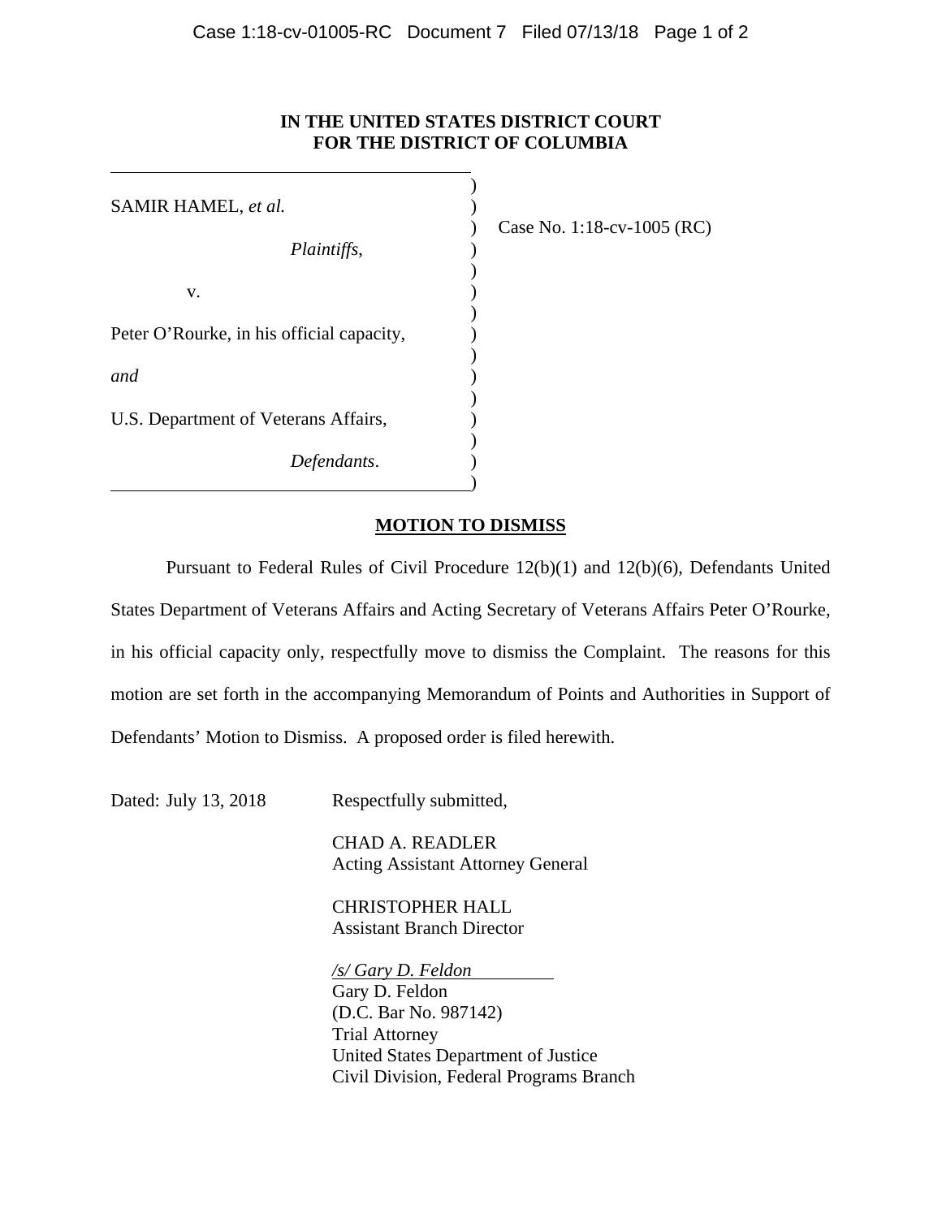**IN THE UNITED STATES DISTRICT COURT**
**FOR THE DISTRICT OF COLUMBIA**

SAMIR HAMEL, *et al.*

*Plaintiffs*,

v.

Peter O'Rourke, in his official capacity,

*and*

U.S. Department of Veterans Affairs,

*Defendants*.

Case No. 1:18-cv-1005 (RC)

## MOTION TO DISMISS

Pursuant to Federal Rules of Civil Procedure 12(b)(1) and 12(b)(6), Defendants United States Department of Veterans Affairs and Acting Secretary of Veterans Affairs Peter O'Rourke, in his official capacity only, respectfully move to dismiss the Complaint. The reasons for this motion are set forth in the accompanying Memorandum of Points and Authorities in Support of Defendants' Motion to Dismiss. A proposed order is filed herewith.

Dated: July 13, 2018

Respectfully submitted,

CHAD A. READLER
Acting Assistant Attorney General

CHRISTOPHER HALL
Assistant Branch Director

*/s/ Gary D. Feldon*
Gary D. Feldon
(D.C. Bar No. 987142)
Trial Attorney
United States Department of Justice
Civil Division, Federal Programs Branch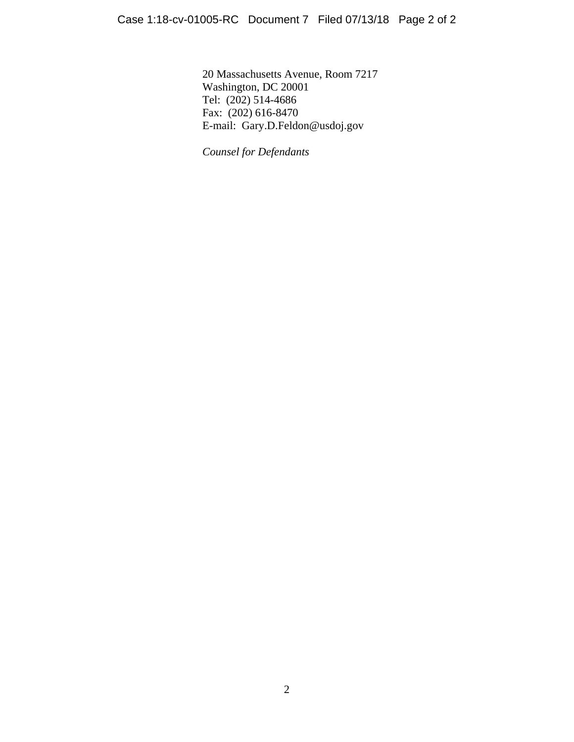20 Massachusetts Avenue, Room 7217
Washington, DC 20001
Tel: (202) 514-4686
Fax: (202) 616-8470
E-mail: Gary.D.Feldon@usdoj.gov

*Counsel for Defendants*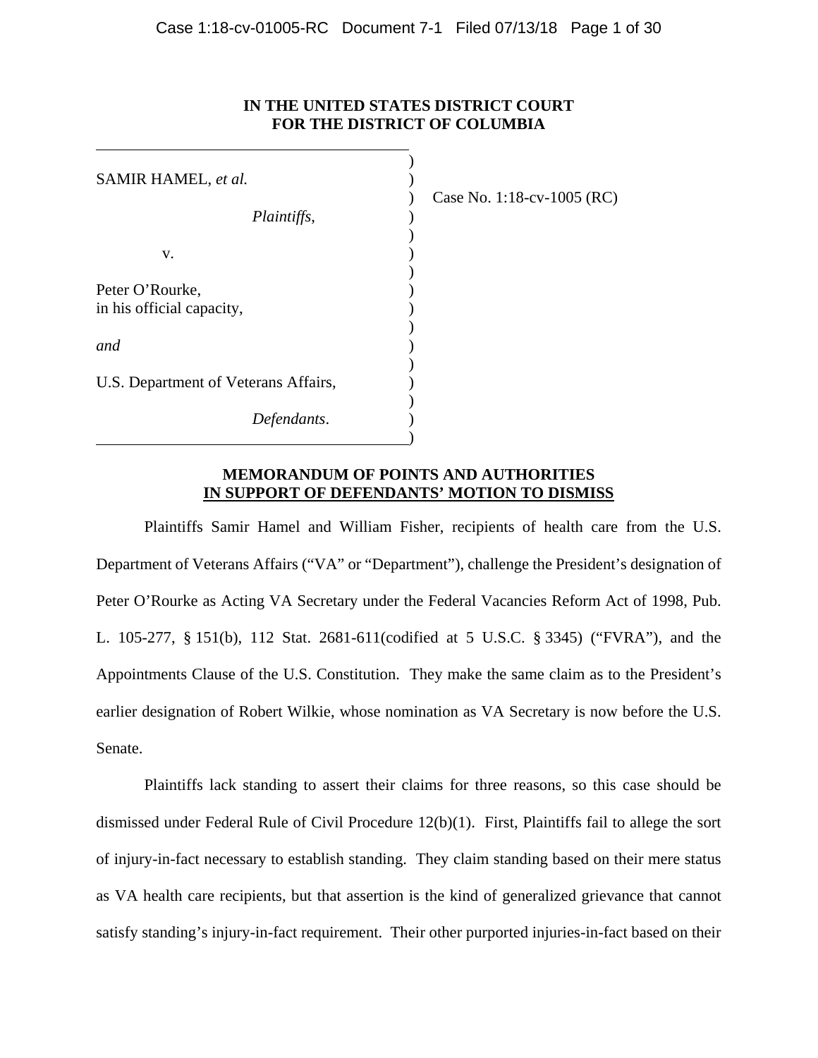**IN THE UNITED STATES DISTRICT COURT
FOR THE DISTRICT OF COLUMBIA**

| | |
|---|---|
| SAMIR HAMEL, *et al.* | |
| *Plaintiffs*, | Case No. 1:18-cv-1005 (RC) |
| v. | |
| Peter O'Rourke, in his official capacity, | |
| *and* | |
| U.S. Department of Veterans Affairs, | |
| *Defendants*. | |

**MEMORANDUM OF POINTS AND AUTHORITIES
IN SUPPORT OF DEFENDANTS' MOTION TO DISMISS**

Plaintiffs Samir Hamel and William Fisher, recipients of health care from the U.S. Department of Veterans Affairs ("VA" or "Department"), challenge the President's designation of Peter O'Rourke as Acting VA Secretary under the Federal Vacancies Reform Act of 1998, Pub. L. 105-277, § 151(b), 112 Stat. 2681-611(codified at 5 U.S.C. § 3345) ("FVRA"), and the Appointments Clause of the U.S. Constitution. They make the same claim as to the President's earlier designation of Robert Wilkie, whose nomination as VA Secretary is now before the U.S. Senate.

Plaintiffs lack standing to assert their claims for three reasons, so this case should be dismissed under Federal Rule of Civil Procedure 12(b)(1). First, Plaintiffs fail to allege the sort of injury-in-fact necessary to establish standing. They claim standing based on their mere status as VA health care recipients, but that assertion is the kind of generalized grievance that cannot satisfy standing's injury-in-fact requirement. Their other purported injuries-in-fact based on their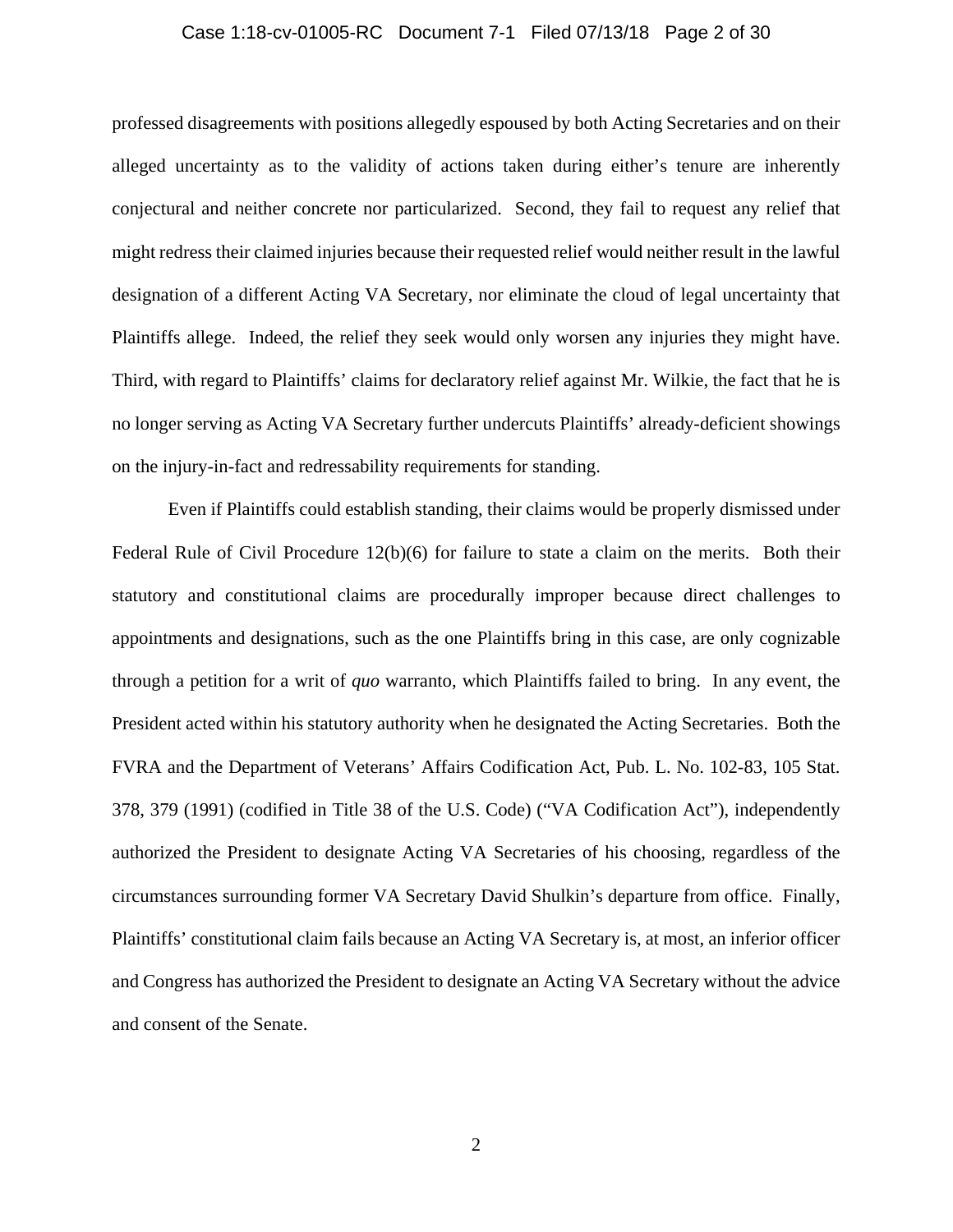professed disagreements with positions allegedly espoused by both Acting Secretaries and on their alleged uncertainty as to the validity of actions taken during either's tenure are inherently conjectural and neither concrete nor particularized. Second, they fail to request any relief that might redress their claimed injuries because their requested relief would neither result in the lawful designation of a different Acting VA Secretary, nor eliminate the cloud of legal uncertainty that Plaintiffs allege. Indeed, the relief they seek would only worsen any injuries they might have. Third, with regard to Plaintiffs' claims for declaratory relief against Mr. Wilkie, the fact that he is no longer serving as Acting VA Secretary further undercuts Plaintiffs' already-deficient showings on the injury-in-fact and redressability requirements for standing.

Even if Plaintiffs could establish standing, their claims would be properly dismissed under Federal Rule of Civil Procedure 12(b)(6) for failure to state a claim on the merits. Both their statutory and constitutional claims are procedurally improper because direct challenges to appointments and designations, such as the one Plaintiffs bring in this case, are only cognizable through a petition for a writ of *quo* warranto, which Plaintiffs failed to bring. In any event, the President acted within his statutory authority when he designated the Acting Secretaries. Both the FVRA and the Department of Veterans' Affairs Codification Act, Pub. L. No. 102-83, 105 Stat. 378, 379 (1991) (codified in Title 38 of the U.S. Code) ("VA Codification Act"), independently authorized the President to designate Acting VA Secretaries of his choosing, regardless of the circumstances surrounding former VA Secretary David Shulkin's departure from office. Finally, Plaintiffs' constitutional claim fails because an Acting VA Secretary is, at most, an inferior officer and Congress has authorized the President to designate an Acting VA Secretary without the advice and consent of the Senate.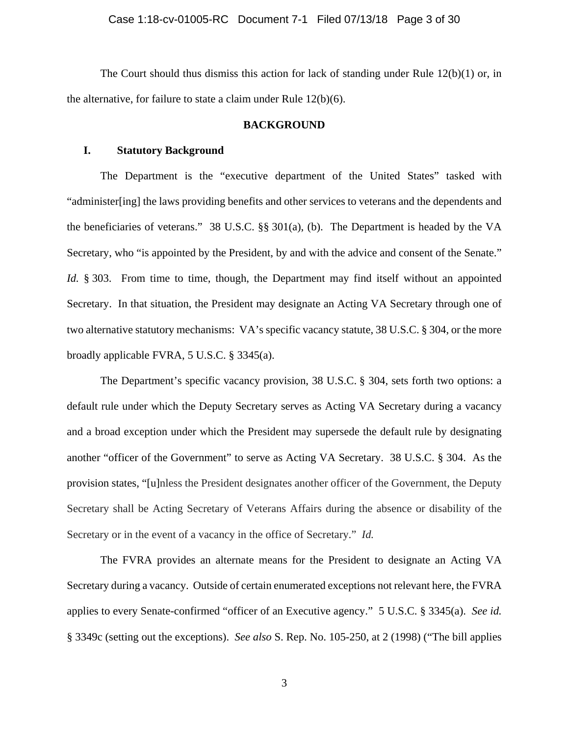The Court should thus dismiss this action for lack of standing under Rule 12(b)(1) or, in the alternative, for failure to state a claim under Rule 12(b)(6).

## BACKGROUND

### I. Statutory Background

The Department is the "executive department of the United States" tasked with "administer[ing] the laws providing benefits and other services to veterans and the dependents and the beneficiaries of veterans." 38 U.S.C. §§ 301(a), (b). The Department is headed by the VA Secretary, who "is appointed by the President, by and with the advice and consent of the Senate." *Id.* § 303. From time to time, though, the Department may find itself without an appointed Secretary. In that situation, the President may designate an Acting VA Secretary through one of two alternative statutory mechanisms: VA's specific vacancy statute, 38 U.S.C. § 304, or the more broadly applicable FVRA, 5 U.S.C. § 3345(a).

The Department's specific vacancy provision, 38 U.S.C. § 304, sets forth two options: a default rule under which the Deputy Secretary serves as Acting VA Secretary during a vacancy and a broad exception under which the President may supersede the default rule by designating another "officer of the Government" to serve as Acting VA Secretary. 38 U.S.C. § 304. As the provision states, "[u]nless the President designates another officer of the Government, the Deputy Secretary shall be Acting Secretary of Veterans Affairs during the absence or disability of the Secretary or in the event of a vacancy in the office of Secretary." *Id.*

The FVRA provides an alternate means for the President to designate an Acting VA Secretary during a vacancy. Outside of certain enumerated exceptions not relevant here, the FVRA applies to every Senate-confirmed "officer of an Executive agency." 5 U.S.C. § 3345(a). *See id.* § 3349c (setting out the exceptions). *See also* S. Rep. No. 105-250, at 2 (1998) ("The bill applies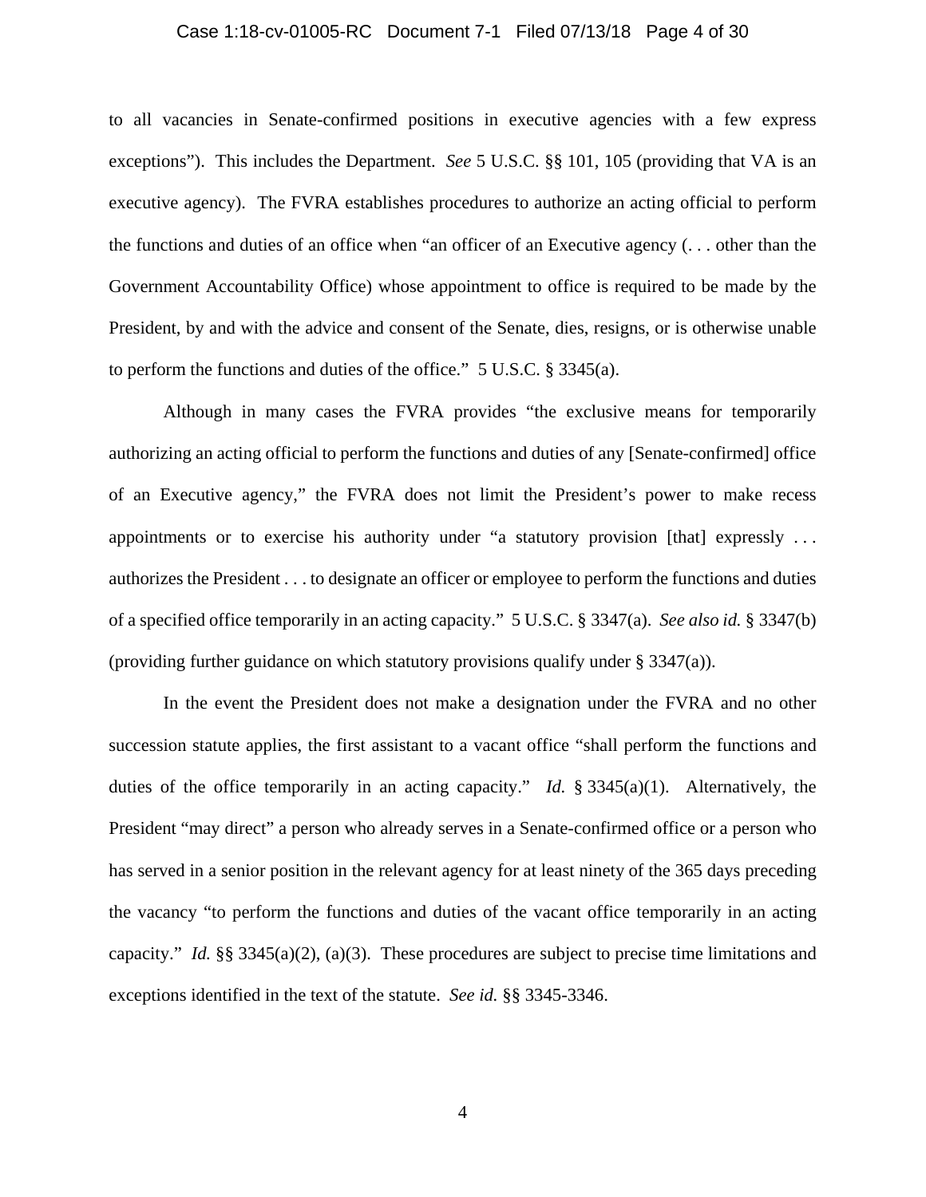to all vacancies in Senate-confirmed positions in executive agencies with a few express exceptions"). This includes the Department. *See* 5 U.S.C. §§ 101, 105 (providing that VA is an executive agency). The FVRA establishes procedures to authorize an acting official to perform the functions and duties of an office when "an officer of an Executive agency (. . . other than the Government Accountability Office) whose appointment to office is required to be made by the President, by and with the advice and consent of the Senate, dies, resigns, or is otherwise unable to perform the functions and duties of the office." 5 U.S.C. § 3345(a).

Although in many cases the FVRA provides "the exclusive means for temporarily authorizing an acting official to perform the functions and duties of any [Senate-confirmed] office of an Executive agency," the FVRA does not limit the President's power to make recess appointments or to exercise his authority under "a statutory provision [that] expressly . . . authorizes the President . . . to designate an officer or employee to perform the functions and duties of a specified office temporarily in an acting capacity." 5 U.S.C. § 3347(a). *See also id.* § 3347(b) (providing further guidance on which statutory provisions qualify under § 3347(a)).

In the event the President does not make a designation under the FVRA and no other succession statute applies, the first assistant to a vacant office "shall perform the functions and duties of the office temporarily in an acting capacity." *Id.* § 3345(a)(1). Alternatively, the President "may direct" a person who already serves in a Senate-confirmed office or a person who has served in a senior position in the relevant agency for at least ninety of the 365 days preceding the vacancy "to perform the functions and duties of the vacant office temporarily in an acting capacity." *Id.* §§ 3345(a)(2), (a)(3). These procedures are subject to precise time limitations and exceptions identified in the text of the statute. *See id.* §§ 3345-3346.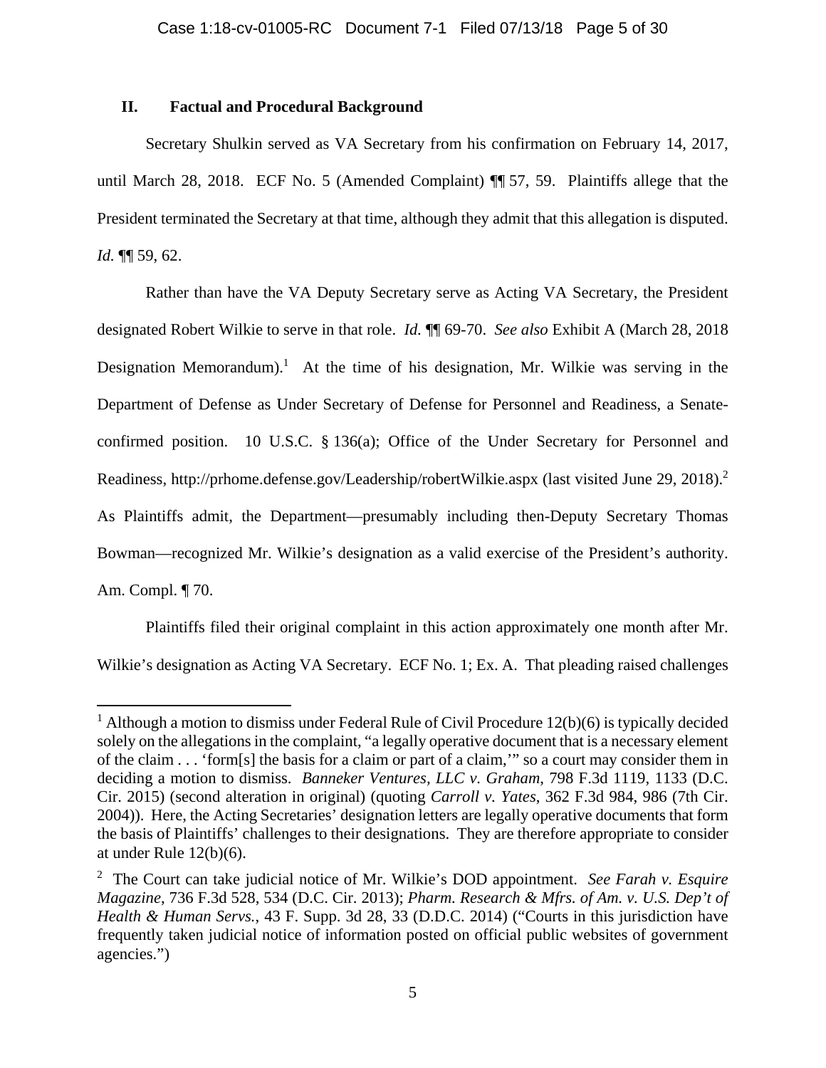## II. Factual and Procedural Background

Secretary Shulkin served as VA Secretary from his confirmation on February 14, 2017, until March 28, 2018. ECF No. 5 (Amended Complaint) ¶¶ 57, 59. Plaintiffs allege that the President terminated the Secretary at that time, although they admit that this allegation is disputed. *Id.* ¶¶ 59, 62.

Rather than have the VA Deputy Secretary serve as Acting VA Secretary, the President designated Robert Wilkie to serve in that role. *Id.* ¶¶ 69-70. *See also* Exhibit A (March 28, 2018 Designation Memorandum).[1] At the time of his designation, Mr. Wilkie was serving in the Department of Defense as Under Secretary of Defense for Personnel and Readiness, a Senate-confirmed position. 10 U.S.C. § 136(a); Office of the Under Secretary for Personnel and Readiness, http://prhome.defense.gov/Leadership/robertWilkie.aspx (last visited June 29, 2018).[2] As Plaintiffs admit, the Department—presumably including then-Deputy Secretary Thomas Bowman—recognized Mr. Wilkie's designation as a valid exercise of the President's authority. Am. Compl. ¶ 70.

Plaintiffs filed their original complaint in this action approximately one month after Mr. Wilkie's designation as Acting VA Secretary. ECF No. 1; Ex. A. That pleading raised challenges

[1] Although a motion to dismiss under Federal Rule of Civil Procedure 12(b)(6) is typically decided solely on the allegations in the complaint, "a legally operative document that is a necessary element of the claim . . . 'form[s] the basis for a claim or part of a claim,'" so a court may consider them in deciding a motion to dismiss. *Banneker Ventures, LLC v. Graham*, 798 F.3d 1119, 1133 (D.C. Cir. 2015) (second alteration in original) (quoting *Carroll v. Yates*, 362 F.3d 984, 986 (7th Cir. 2004)). Here, the Acting Secretaries' designation letters are legally operative documents that form the basis of Plaintiffs' challenges to their designations. They are therefore appropriate to consider at under Rule 12(b)(6).

[2] The Court can take judicial notice of Mr. Wilkie's DOD appointment. *See Farah v. Esquire Magazine*, 736 F.3d 528, 534 (D.C. Cir. 2013); *Pharm. Research & Mfrs. of Am. v. U.S. Dep't of Health & Human Servs.*, 43 F. Supp. 3d 28, 33 (D.D.C. 2014) ("Courts in this jurisdiction have frequently taken judicial notice of information posted on official public websites of government agencies.")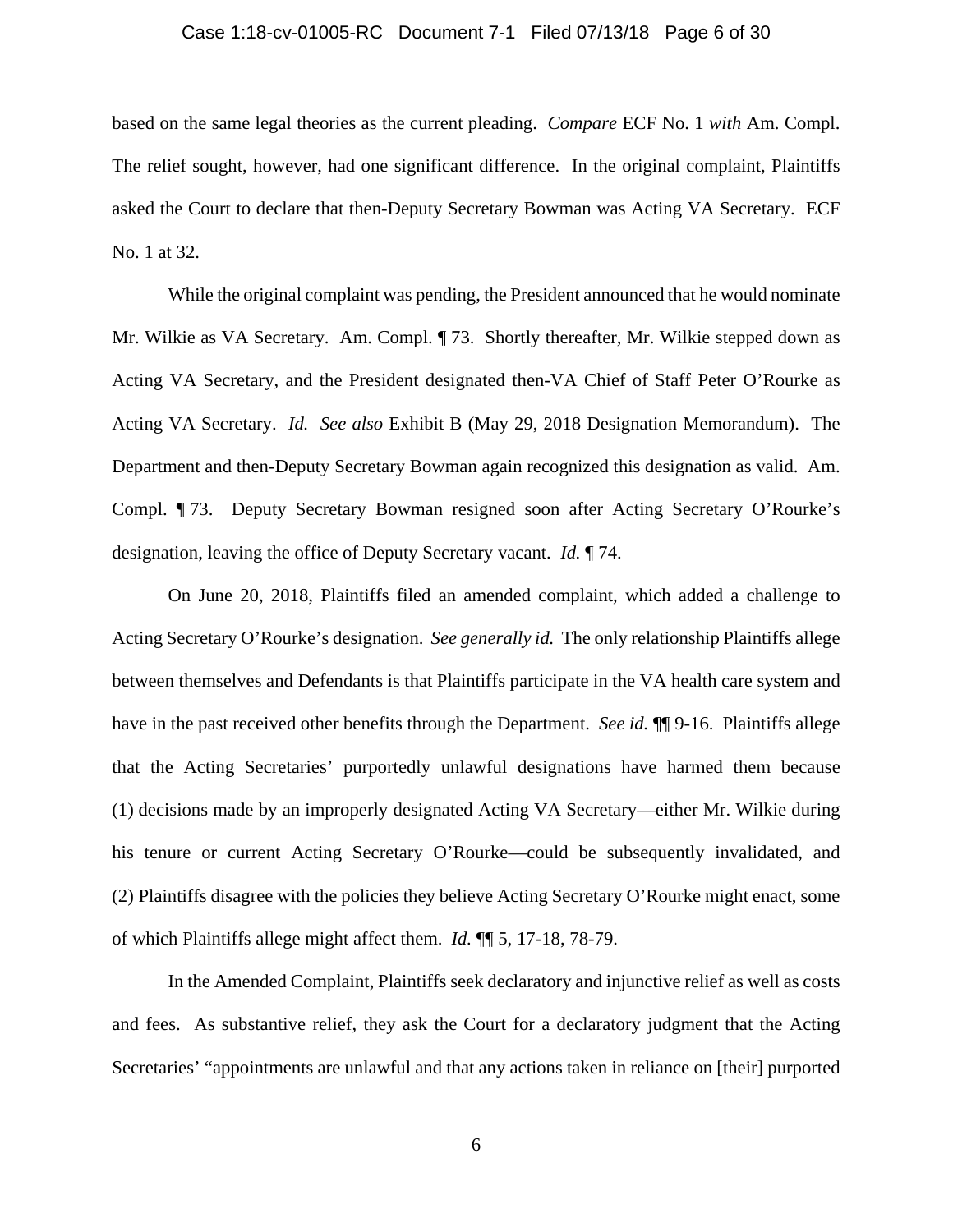based on the same legal theories as the current pleading. *Compare* ECF No. 1 *with* Am. Compl. The relief sought, however, had one significant difference. In the original complaint, Plaintiffs asked the Court to declare that then-Deputy Secretary Bowman was Acting VA Secretary. ECF No. 1 at 32.

While the original complaint was pending, the President announced that he would nominate Mr. Wilkie as VA Secretary. Am. Compl. ¶ 73. Shortly thereafter, Mr. Wilkie stepped down as Acting VA Secretary, and the President designated then-VA Chief of Staff Peter O'Rourke as Acting VA Secretary. *Id. See also* Exhibit B (May 29, 2018 Designation Memorandum). The Department and then-Deputy Secretary Bowman again recognized this designation as valid. Am. Compl. ¶ 73. Deputy Secretary Bowman resigned soon after Acting Secretary O'Rourke's designation, leaving the office of Deputy Secretary vacant. *Id.* ¶ 74.

On June 20, 2018, Plaintiffs filed an amended complaint, which added a challenge to Acting Secretary O'Rourke's designation. *See generally id.* The only relationship Plaintiffs allege between themselves and Defendants is that Plaintiffs participate in the VA health care system and have in the past received other benefits through the Department. *See id.* ¶¶ 9-16. Plaintiffs allege that the Acting Secretaries' purportedly unlawful designations have harmed them because (1) decisions made by an improperly designated Acting VA Secretary—either Mr. Wilkie during his tenure or current Acting Secretary O'Rourke—could be subsequently invalidated, and (2) Plaintiffs disagree with the policies they believe Acting Secretary O'Rourke might enact, some of which Plaintiffs allege might affect them. *Id.* ¶¶ 5, 17-18, 78-79.

In the Amended Complaint, Plaintiffs seek declaratory and injunctive relief as well as costs and fees. As substantive relief, they ask the Court for a declaratory judgment that the Acting Secretaries' "appointments are unlawful and that any actions taken in reliance on [their] purported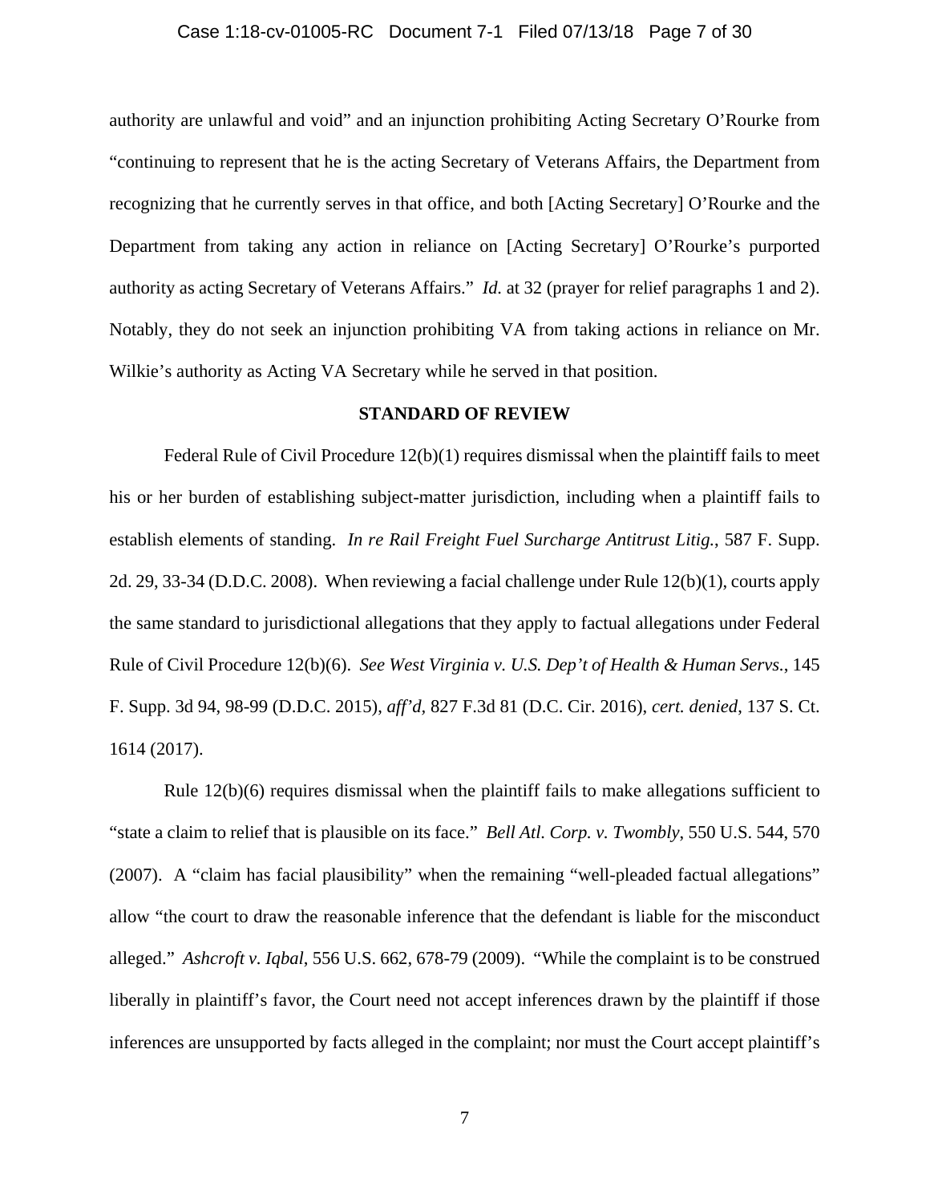authority are unlawful and void" and an injunction prohibiting Acting Secretary O'Rourke from "continuing to represent that he is the acting Secretary of Veterans Affairs, the Department from recognizing that he currently serves in that office, and both [Acting Secretary] O'Rourke and the Department from taking any action in reliance on [Acting Secretary] O'Rourke's purported authority as acting Secretary of Veterans Affairs." *Id.* at 32 (prayer for relief paragraphs 1 and 2). Notably, they do not seek an injunction prohibiting VA from taking actions in reliance on Mr. Wilkie's authority as Acting VA Secretary while he served in that position.

## STANDARD OF REVIEW

Federal Rule of Civil Procedure 12(b)(1) requires dismissal when the plaintiff fails to meet his or her burden of establishing subject-matter jurisdiction, including when a plaintiff fails to establish elements of standing. *In re Rail Freight Fuel Surcharge Antitrust Litig.*, 587 F. Supp. 2d. 29, 33-34 (D.D.C. 2008). When reviewing a facial challenge under Rule 12(b)(1), courts apply the same standard to jurisdictional allegations that they apply to factual allegations under Federal Rule of Civil Procedure 12(b)(6). *See West Virginia v. U.S. Dep't of Health & Human Servs.*, 145 F. Supp. 3d 94, 98-99 (D.D.C. 2015), *aff'd*, 827 F.3d 81 (D.C. Cir. 2016), *cert. denied*, 137 S. Ct. 1614 (2017).

Rule 12(b)(6) requires dismissal when the plaintiff fails to make allegations sufficient to "state a claim to relief that is plausible on its face." *Bell Atl. Corp. v. Twombly*, 550 U.S. 544, 570 (2007). A "claim has facial plausibility" when the remaining "well-pleaded factual allegations" allow "the court to draw the reasonable inference that the defendant is liable for the misconduct alleged." *Ashcroft v. Iqbal*, 556 U.S. 662, 678-79 (2009). "While the complaint is to be construed liberally in plaintiff's favor, the Court need not accept inferences drawn by the plaintiff if those inferences are unsupported by facts alleged in the complaint; nor must the Court accept plaintiff's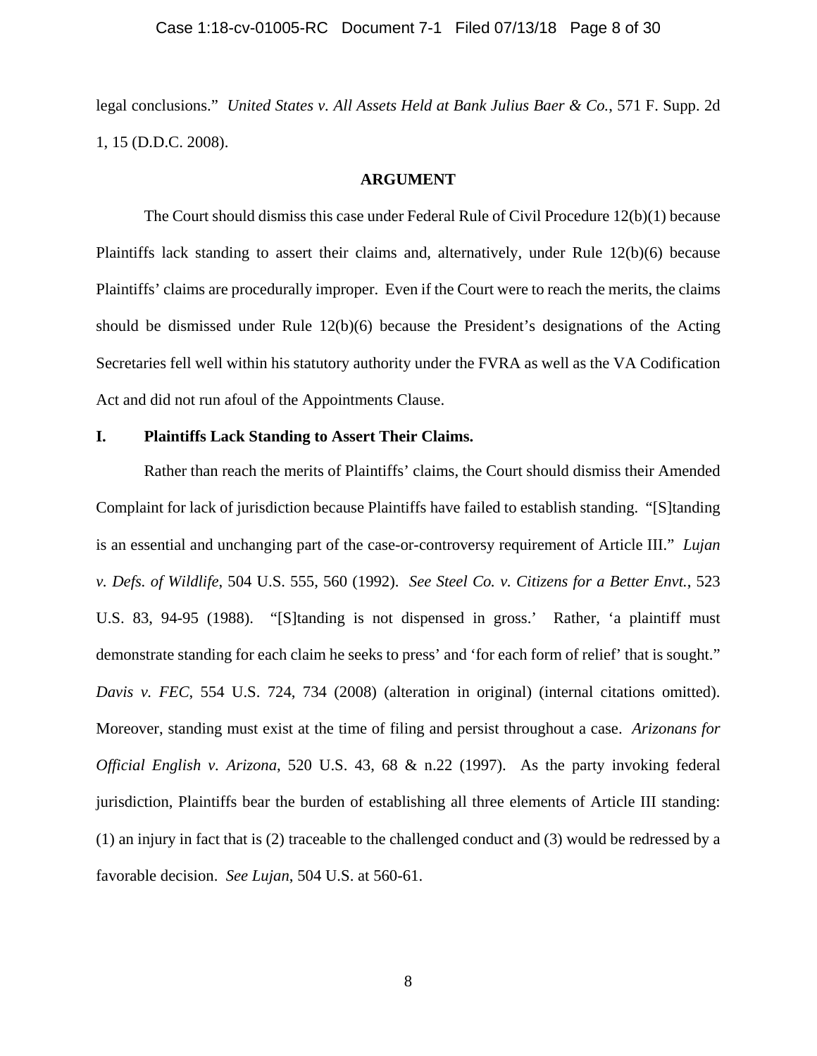legal conclusions." *United States v. All Assets Held at Bank Julius Baer & Co.*, 571 F. Supp. 2d 1, 15 (D.D.C. 2008).

## ARGUMENT

The Court should dismiss this case under Federal Rule of Civil Procedure 12(b)(1) because Plaintiffs lack standing to assert their claims and, alternatively, under Rule 12(b)(6) because Plaintiffs' claims are procedurally improper. Even if the Court were to reach the merits, the claims should be dismissed under Rule 12(b)(6) because the President's designations of the Acting Secretaries fell well within his statutory authority under the FVRA as well as the VA Codification Act and did not run afoul of the Appointments Clause.

### I. Plaintiffs Lack Standing to Assert Their Claims.

Rather than reach the merits of Plaintiffs' claims, the Court should dismiss their Amended Complaint for lack of jurisdiction because Plaintiffs have failed to establish standing. "[S]tanding is an essential and unchanging part of the case-or-controversy requirement of Article III." *Lujan v. Defs. of Wildlife*, 504 U.S. 555, 560 (1992). *See Steel Co. v. Citizens for a Better Envt.*, 523 U.S. 83, 94-95 (1988). "[S]tanding is not dispensed in gross.' Rather, 'a plaintiff must demonstrate standing for each claim he seeks to press' and 'for each form of relief' that is sought." *Davis v. FEC*, 554 U.S. 724, 734 (2008) (alteration in original) (internal citations omitted). Moreover, standing must exist at the time of filing and persist throughout a case. *Arizonans for Official English v. Arizona*, 520 U.S. 43, 68 & n.22 (1997). As the party invoking federal jurisdiction, Plaintiffs bear the burden of establishing all three elements of Article III standing: (1) an injury in fact that is (2) traceable to the challenged conduct and (3) would be redressed by a favorable decision. *See Lujan*, 504 U.S. at 560-61.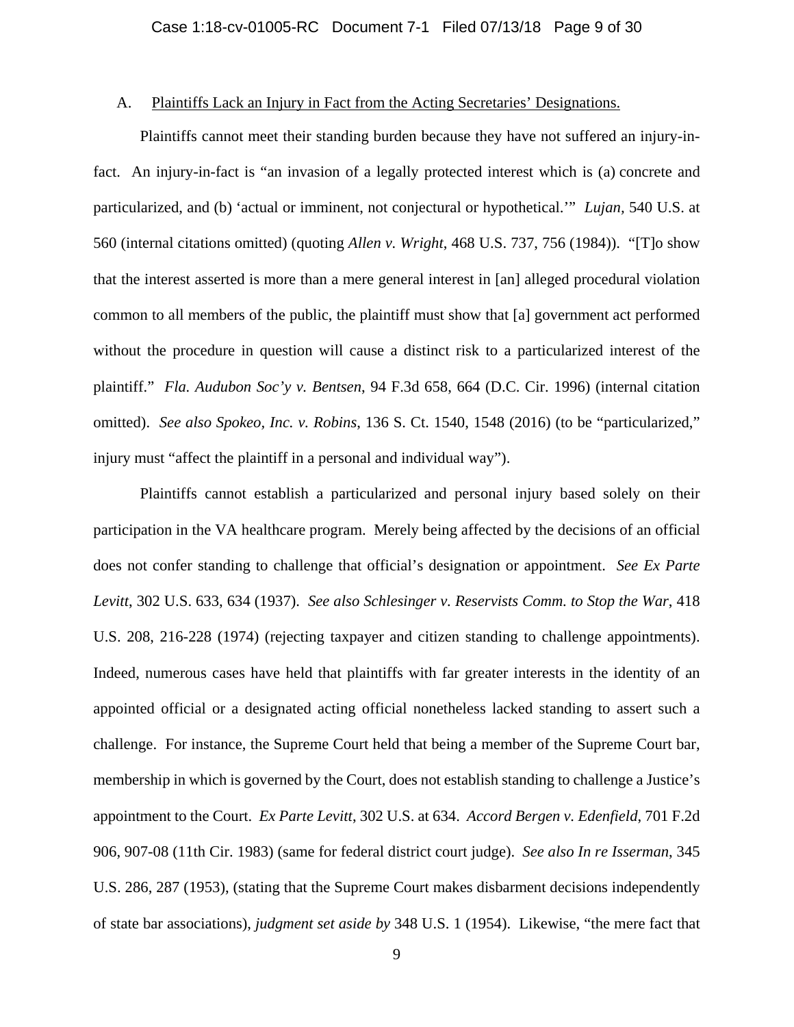### A. Plaintiffs Lack an Injury in Fact from the Acting Secretaries' Designations.

Plaintiffs cannot meet their standing burden because they have not suffered an injury-in-fact. An injury-in-fact is "an invasion of a legally protected interest which is (a) concrete and particularized, and (b) 'actual or imminent, not conjectural or hypothetical.'" *Lujan*, 540 U.S. at 560 (internal citations omitted) (quoting *Allen v. Wright*, 468 U.S. 737, 756 (1984)). "[T]o show that the interest asserted is more than a mere general interest in [an] alleged procedural violation common to all members of the public, the plaintiff must show that [a] government act performed without the procedure in question will cause a distinct risk to a particularized interest of the plaintiff." *Fla. Audubon Soc'y v. Bentsen*, 94 F.3d 658, 664 (D.C. Cir. 1996) (internal citation omitted). *See also Spokeo, Inc. v. Robins*, 136 S. Ct. 1540, 1548 (2016) (to be "particularized," injury must "affect the plaintiff in a personal and individual way").

Plaintiffs cannot establish a particularized and personal injury based solely on their participation in the VA healthcare program. Merely being affected by the decisions of an official does not confer standing to challenge that official's designation or appointment. *See Ex Parte Levitt*, 302 U.S. 633, 634 (1937). *See also Schlesinger v. Reservists Comm. to Stop the War*, 418 U.S. 208, 216-228 (1974) (rejecting taxpayer and citizen standing to challenge appointments). Indeed, numerous cases have held that plaintiffs with far greater interests in the identity of an appointed official or a designated acting official nonetheless lacked standing to assert such a challenge. For instance, the Supreme Court held that being a member of the Supreme Court bar, membership in which is governed by the Court, does not establish standing to challenge a Justice's appointment to the Court. *Ex Parte Levitt*, 302 U.S. at 634. *Accord Bergen v. Edenfield*, 701 F.2d 906, 907-08 (11th Cir. 1983) (same for federal district court judge). *See also In re Isserman*, 345 U.S. 286, 287 (1953), (stating that the Supreme Court makes disbarment decisions independently of state bar associations), *judgment set aside by* 348 U.S. 1 (1954). Likewise, "the mere fact that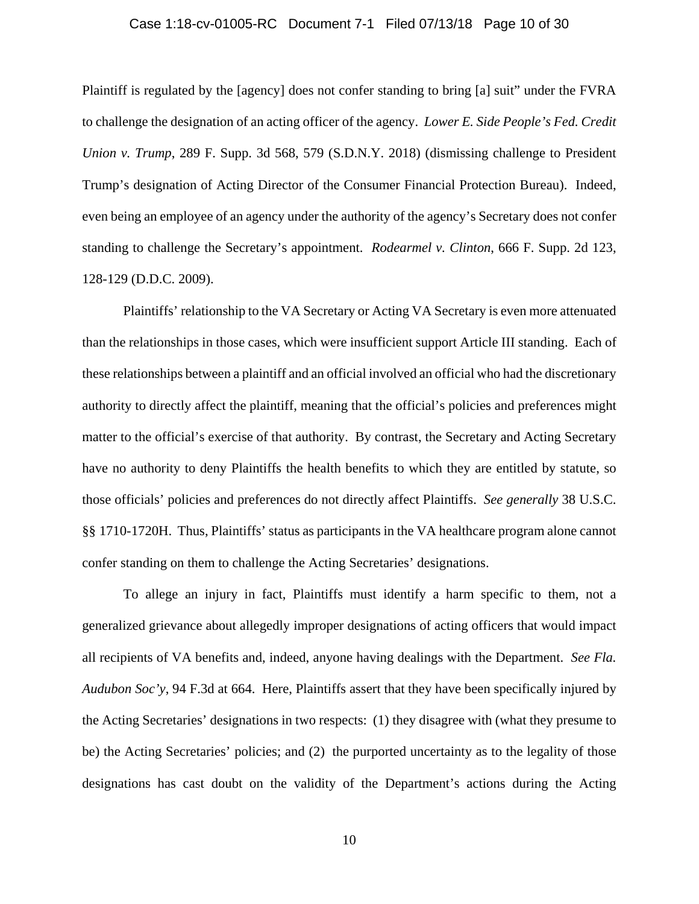Plaintiff is regulated by the [agency] does not confer standing to bring [a] suit" under the FVRA to challenge the designation of an acting officer of the agency. *Lower E. Side People's Fed. Credit Union v. Trump*, 289 F. Supp. 3d 568, 579 (S.D.N.Y. 2018) (dismissing challenge to President Trump's designation of Acting Director of the Consumer Financial Protection Bureau). Indeed, even being an employee of an agency under the authority of the agency's Secretary does not confer standing to challenge the Secretary's appointment. *Rodearmel v. Clinton*, 666 F. Supp. 2d 123, 128-129 (D.D.C. 2009).

Plaintiffs' relationship to the VA Secretary or Acting VA Secretary is even more attenuated than the relationships in those cases, which were insufficient support Article III standing. Each of these relationships between a plaintiff and an official involved an official who had the discretionary authority to directly affect the plaintiff, meaning that the official's policies and preferences might matter to the official's exercise of that authority. By contrast, the Secretary and Acting Secretary have no authority to deny Plaintiffs the health benefits to which they are entitled by statute, so those officials' policies and preferences do not directly affect Plaintiffs. *See generally* 38 U.S.C. §§ 1710-1720H. Thus, Plaintiffs' status as participants in the VA healthcare program alone cannot confer standing on them to challenge the Acting Secretaries' designations.

To allege an injury in fact, Plaintiffs must identify a harm specific to them, not a generalized grievance about allegedly improper designations of acting officers that would impact all recipients of VA benefits and, indeed, anyone having dealings with the Department. *See Fla. Audubon Soc'y*, 94 F.3d at 664. Here, Plaintiffs assert that they have been specifically injured by the Acting Secretaries' designations in two respects: (1) they disagree with (what they presume to be) the Acting Secretaries' policies; and (2) the purported uncertainty as to the legality of those designations has cast doubt on the validity of the Department's actions during the Acting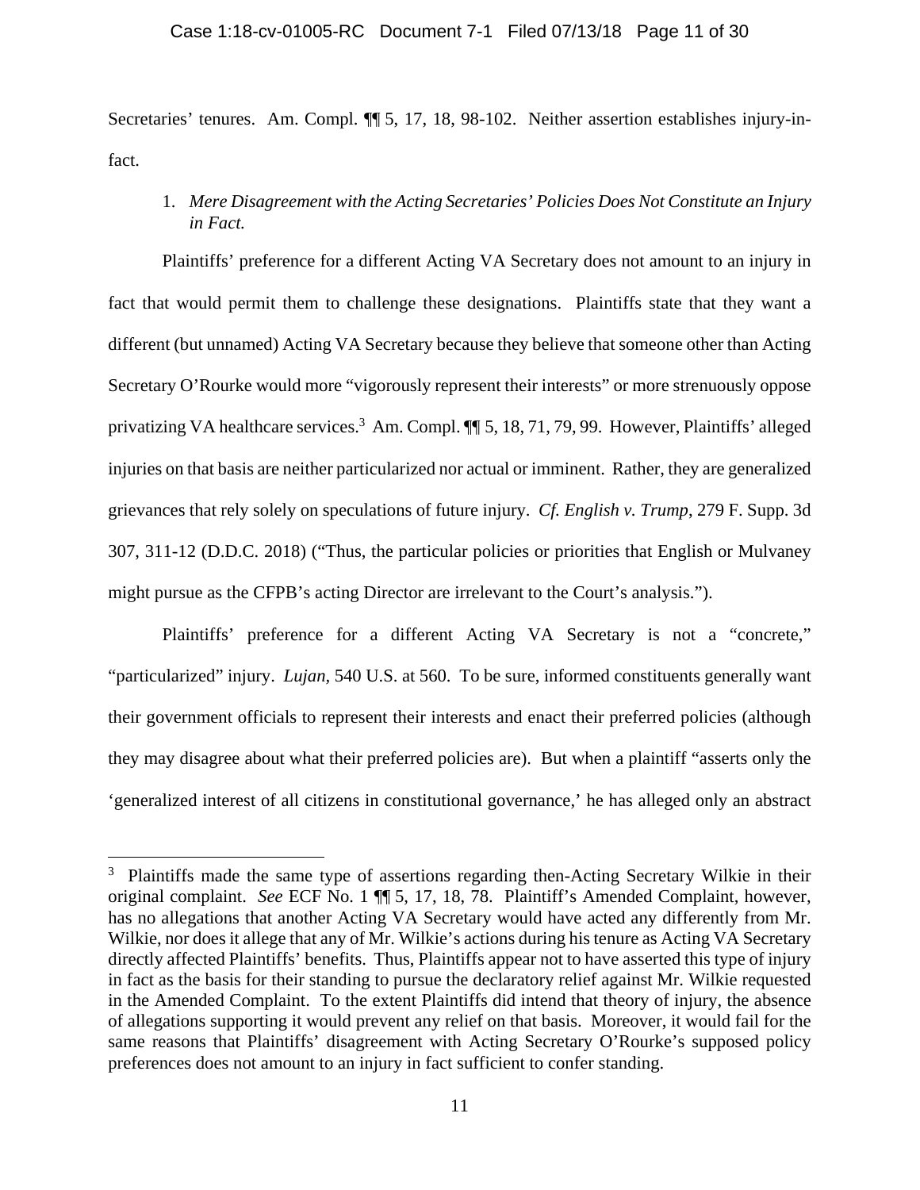Secretaries' tenures. Am. Compl. ¶¶ 5, 17, 18, 98-102. Neither assertion establishes injury-in-fact.

1. *Mere Disagreement with the Acting Secretaries' Policies Does Not Constitute an Injury in Fact.*

Plaintiffs' preference for a different Acting VA Secretary does not amount to an injury in fact that would permit them to challenge these designations. Plaintiffs state that they want a different (but unnamed) Acting VA Secretary because they believe that someone other than Acting Secretary O'Rourke would more "vigorously represent their interests" or more strenuously oppose privatizing VA healthcare services.[3] Am. Compl. ¶¶ 5, 18, 71, 79, 99. However, Plaintiffs' alleged injuries on that basis are neither particularized nor actual or imminent. Rather, they are generalized grievances that rely solely on speculations of future injury. *Cf. English v. Trump*, 279 F. Supp. 3d 307, 311-12 (D.D.C. 2018) ("Thus, the particular policies or priorities that English or Mulvaney might pursue as the CFPB's acting Director are irrelevant to the Court's analysis.").

Plaintiffs' preference for a different Acting VA Secretary is not a "concrete," "particularized" injury. *Lujan*, 540 U.S. at 560. To be sure, informed constituents generally want their government officials to represent their interests and enact their preferred policies (although they may disagree about what their preferred policies are). But when a plaintiff "asserts only the 'generalized interest of all citizens in constitutional governance,' he has alleged only an abstract

---

[3] Plaintiffs made the same type of assertions regarding then-Acting Secretary Wilkie in their original complaint. *See* ECF No. 1 ¶¶ 5, 17, 18, 78. Plaintiff's Amended Complaint, however, has no allegations that another Acting VA Secretary would have acted any differently from Mr. Wilkie, nor does it allege that any of Mr. Wilkie's actions during his tenure as Acting VA Secretary directly affected Plaintiffs' benefits. Thus, Plaintiffs appear not to have asserted this type of injury in fact as the basis for their standing to pursue the declaratory relief against Mr. Wilkie requested in the Amended Complaint. To the extent Plaintiffs did intend that theory of injury, the absence of allegations supporting it would prevent any relief on that basis. Moreover, it would fail for the same reasons that Plaintiffs' disagreement with Acting Secretary O'Rourke's supposed policy preferences does not amount to an injury in fact sufficient to confer standing.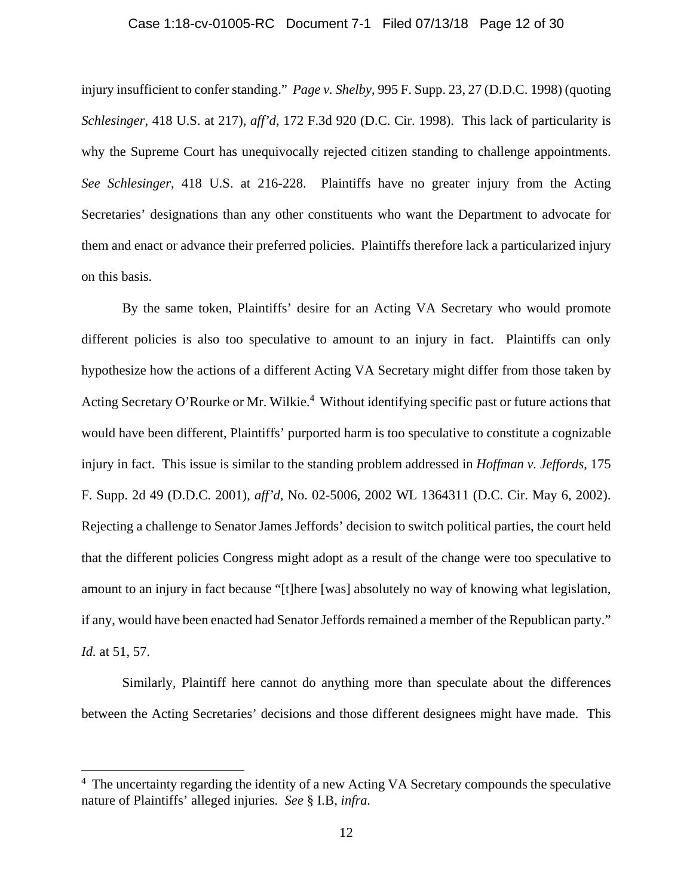injury insufficient to confer standing." *Page v. Shelby*, 995 F. Supp. 23, 27 (D.D.C. 1998) (quoting *Schlesinger*, 418 U.S. at 217), *aff'd*, 172 F.3d 920 (D.C. Cir. 1998). This lack of particularity is why the Supreme Court has unequivocally rejected citizen standing to challenge appointments. *See Schlesinger*, 418 U.S. at 216-228. Plaintiffs have no greater injury from the Acting Secretaries' designations than any other constituents who want the Department to advocate for them and enact or advance their preferred policies. Plaintiffs therefore lack a particularized injury on this basis.

By the same token, Plaintiffs' desire for an Acting VA Secretary who would promote different policies is also too speculative to amount to an injury in fact. Plaintiffs can only hypothesize how the actions of a different Acting VA Secretary might differ from those taken by Acting Secretary O'Rourke or Mr. Wilkie.[4] Without identifying specific past or future actions that would have been different, Plaintiffs' purported harm is too speculative to constitute a cognizable injury in fact. This issue is similar to the standing problem addressed in *Hoffman v. Jeffords*, 175 F. Supp. 2d 49 (D.D.C. 2001), *aff'd*, No. 02-5006, 2002 WL 1364311 (D.C. Cir. May 6, 2002). Rejecting a challenge to Senator James Jeffords' decision to switch political parties, the court held that the different policies Congress might adopt as a result of the change were too speculative to amount to an injury in fact because "[t]here [was] absolutely no way of knowing what legislation, if any, would have been enacted had Senator Jeffords remained a member of the Republican party." *Id.* at 51, 57.

Similarly, Plaintiff here cannot do anything more than speculate about the differences between the Acting Secretaries' decisions and those different designees might have made. This

---

[4] The uncertainty regarding the identity of a new Acting VA Secretary compounds the speculative nature of Plaintiffs' alleged injuries. *See* § I.B, *infra.*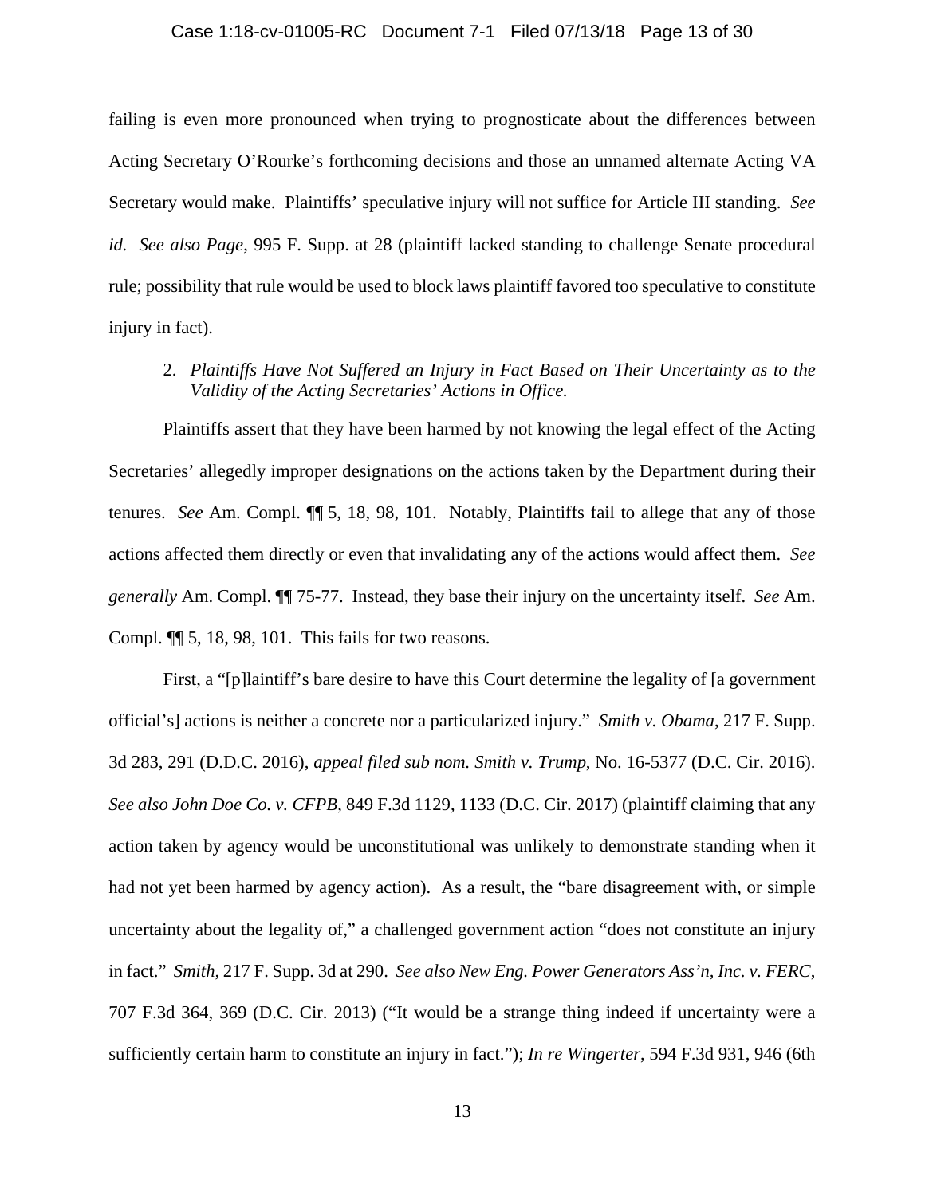failing is even more pronounced when trying to prognosticate about the differences between Acting Secretary O'Rourke's forthcoming decisions and those an unnamed alternate Acting VA Secretary would make. Plaintiffs' speculative injury will not suffice for Article III standing. *See id.* *See also Page*, 995 F. Supp. at 28 (plaintiff lacked standing to challenge Senate procedural rule; possibility that rule would be used to block laws plaintiff favored too speculative to constitute injury in fact).

2. *Plaintiffs Have Not Suffered an Injury in Fact Based on Their Uncertainty as to the Validity of the Acting Secretaries' Actions in Office.*

Plaintiffs assert that they have been harmed by not knowing the legal effect of the Acting Secretaries' allegedly improper designations on the actions taken by the Department during their tenures. *See* Am. Compl. ¶¶ 5, 18, 98, 101. Notably, Plaintiffs fail to allege that any of those actions affected them directly or even that invalidating any of the actions would affect them. *See generally* Am. Compl. ¶¶ 75-77. Instead, they base their injury on the uncertainty itself. *See* Am. Compl. ¶¶ 5, 18, 98, 101. This fails for two reasons.

First, a "[p]laintiff's bare desire to have this Court determine the legality of [a government official's] actions is neither a concrete nor a particularized injury." *Smith v. Obama*, 217 F. Supp. 3d 283, 291 (D.D.C. 2016), *appeal filed sub nom. Smith v. Trump*, No. 16-5377 (D.C. Cir. 2016). *See also John Doe Co. v. CFPB*, 849 F.3d 1129, 1133 (D.C. Cir. 2017) (plaintiff claiming that any action taken by agency would be unconstitutional was unlikely to demonstrate standing when it had not yet been harmed by agency action). As a result, the "bare disagreement with, or simple uncertainty about the legality of," a challenged government action "does not constitute an injury in fact." *Smith*, 217 F. Supp. 3d at 290. *See also New Eng. Power Generators Ass'n, Inc. v. FERC*, 707 F.3d 364, 369 (D.C. Cir. 2013) ("It would be a strange thing indeed if uncertainty were a sufficiently certain harm to constitute an injury in fact."); *In re Wingerter*, 594 F.3d 931, 946 (6th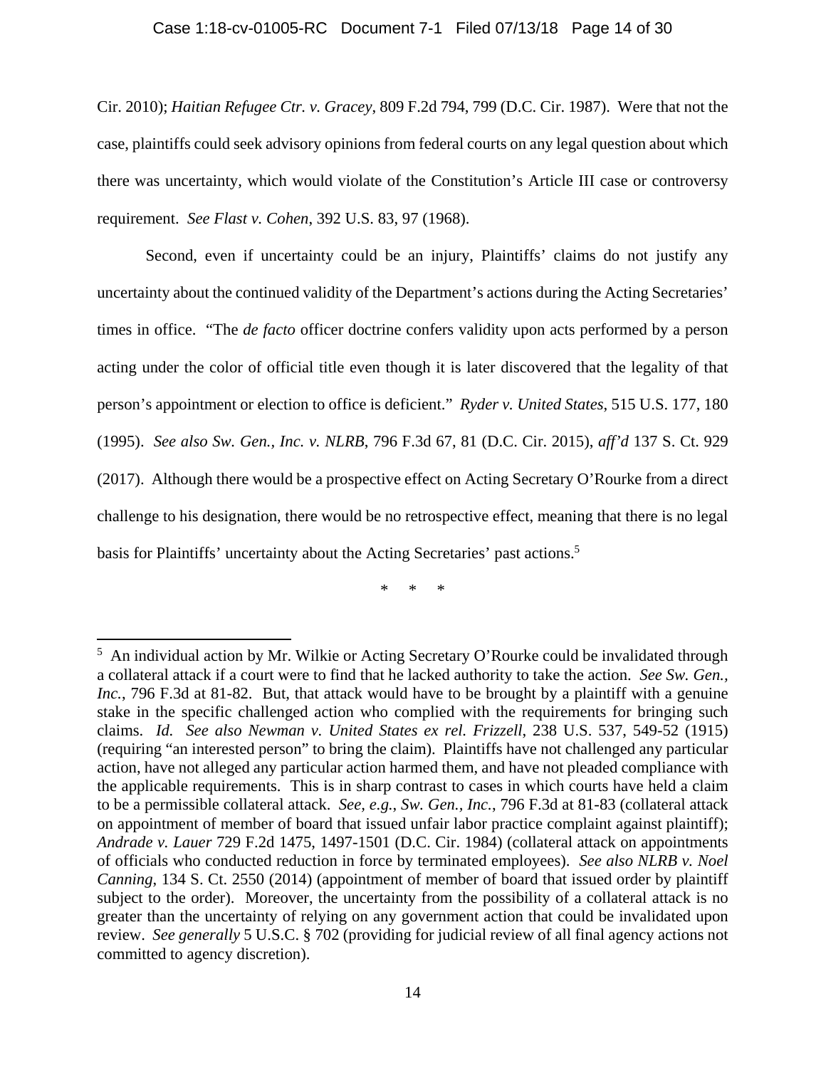Cir. 2010); *Haitian Refugee Ctr. v. Gracey*, 809 F.2d 794, 799 (D.C. Cir. 1987). Were that not the case, plaintiffs could seek advisory opinions from federal courts on any legal question about which there was uncertainty, which would violate of the Constitution's Article III case or controversy requirement. *See Flast v. Cohen*, 392 U.S. 83, 97 (1968).

Second, even if uncertainty could be an injury, Plaintiffs' claims do not justify any uncertainty about the continued validity of the Department's actions during the Acting Secretaries' times in office. "The *de facto* officer doctrine confers validity upon acts performed by a person acting under the color of official title even though it is later discovered that the legality of that person's appointment or election to office is deficient." *Ryder v. United States*, 515 U.S. 177, 180 (1995). *See also Sw. Gen., Inc. v. NLRB*, 796 F.3d 67, 81 (D.C. Cir. 2015), *aff'd* 137 S. Ct. 929 (2017). Although there would be a prospective effect on Acting Secretary O'Rourke from a direct challenge to his designation, there would be no retrospective effect, meaning that there is no legal basis for Plaintiffs' uncertainty about the Acting Secretaries' past actions.[5]

\* \* \*

---

[5] An individual action by Mr. Wilkie or Acting Secretary O'Rourke could be invalidated through a collateral attack if a court were to find that he lacked authority to take the action. *See Sw. Gen., Inc.*, 796 F.3d at 81-82. But, that attack would have to be brought by a plaintiff with a genuine stake in the specific challenged action who complied with the requirements for bringing such claims. *Id. See also Newman v. United States ex rel. Frizzell*, 238 U.S. 537, 549-52 (1915) (requiring "an interested person" to bring the claim). Plaintiffs have not challenged any particular action, have not alleged any particular action harmed them, and have not pleaded compliance with the applicable requirements. This is in sharp contrast to cases in which courts have held a claim to be a permissible collateral attack. *See, e.g.*, *Sw. Gen., Inc.*, 796 F.3d at 81-83 (collateral attack on appointment of member of board that issued unfair labor practice complaint against plaintiff); *Andrade v. Lauer* 729 F.2d 1475, 1497-1501 (D.C. Cir. 1984) (collateral attack on appointments of officials who conducted reduction in force by terminated employees). *See also NLRB v. Noel Canning*, 134 S. Ct. 2550 (2014) (appointment of member of board that issued order by plaintiff subject to the order). Moreover, the uncertainty from the possibility of a collateral attack is no greater than the uncertainty of relying on any government action that could be invalidated upon review. *See generally* 5 U.S.C. § 702 (providing for judicial review of all final agency actions not committed to agency discretion).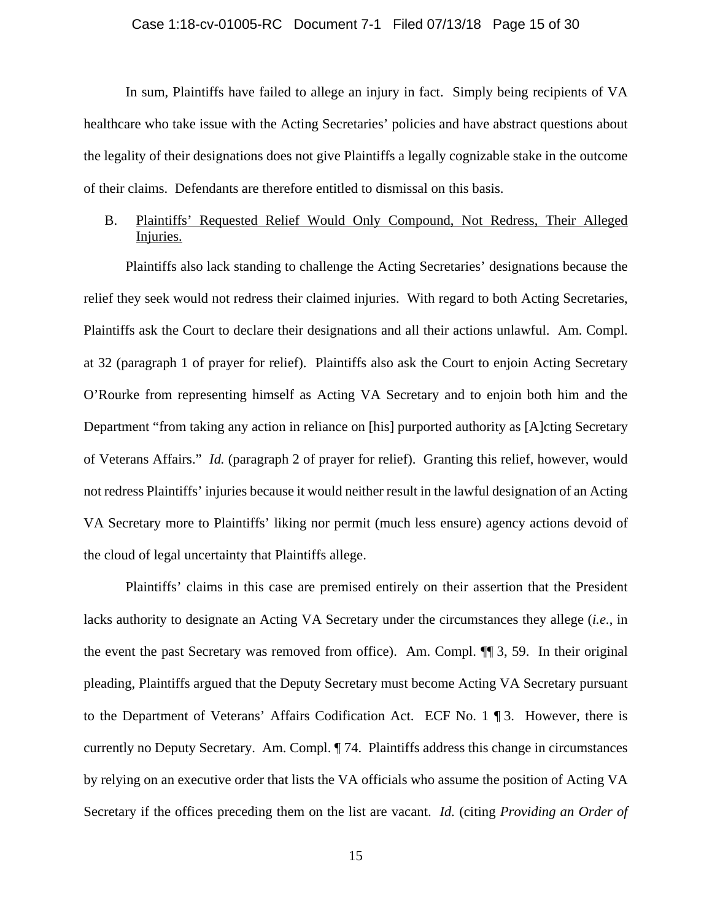In sum, Plaintiffs have failed to allege an injury in fact. Simply being recipients of VA healthcare who take issue with the Acting Secretaries' policies and have abstract questions about the legality of their designations does not give Plaintiffs a legally cognizable stake in the outcome of their claims. Defendants are therefore entitled to dismissal on this basis.

B. Plaintiffs' Requested Relief Would Only Compound, Not Redress, Their Alleged Injuries.

Plaintiffs also lack standing to challenge the Acting Secretaries' designations because the relief they seek would not redress their claimed injuries. With regard to both Acting Secretaries, Plaintiffs ask the Court to declare their designations and all their actions unlawful. Am. Compl. at 32 (paragraph 1 of prayer for relief). Plaintiffs also ask the Court to enjoin Acting Secretary O'Rourke from representing himself as Acting VA Secretary and to enjoin both him and the Department "from taking any action in reliance on [his] purported authority as [A]cting Secretary of Veterans Affairs." *Id.* (paragraph 2 of prayer for relief). Granting this relief, however, would not redress Plaintiffs' injuries because it would neither result in the lawful designation of an Acting VA Secretary more to Plaintiffs' liking nor permit (much less ensure) agency actions devoid of the cloud of legal uncertainty that Plaintiffs allege.

Plaintiffs' claims in this case are premised entirely on their assertion that the President lacks authority to designate an Acting VA Secretary under the circumstances they allege (*i.e.*, in the event the past Secretary was removed from office). Am. Compl. ¶¶ 3, 59. In their original pleading, Plaintiffs argued that the Deputy Secretary must become Acting VA Secretary pursuant to the Department of Veterans' Affairs Codification Act. ECF No. 1 ¶ 3. However, there is currently no Deputy Secretary. Am. Compl. ¶ 74. Plaintiffs address this change in circumstances by relying on an executive order that lists the VA officials who assume the position of Acting VA Secretary if the offices preceding them on the list are vacant. *Id.* (citing *Providing an Order of*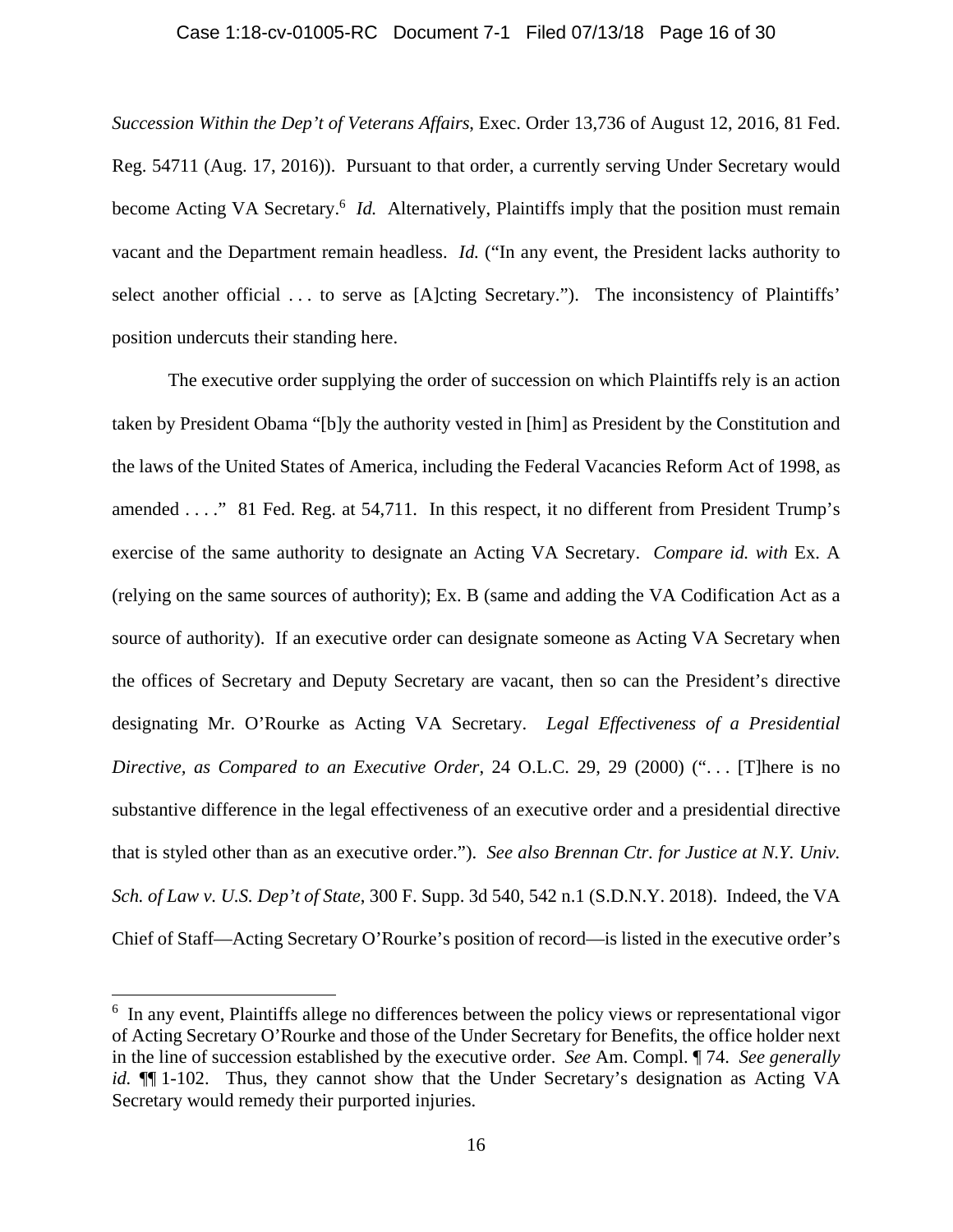*Succession Within the Dep't of Veterans Affairs*, Exec. Order 13,736 of August 12, 2016, 81 Fed. Reg. 54711 (Aug. 17, 2016)). Pursuant to that order, a currently serving Under Secretary would become Acting VA Secretary.[6] *Id.* Alternatively, Plaintiffs imply that the position must remain vacant and the Department remain headless. *Id.* ("In any event, the President lacks authority to select another official . . . to serve as [A]cting Secretary."). The inconsistency of Plaintiffs' position undercuts their standing here.

The executive order supplying the order of succession on which Plaintiffs rely is an action taken by President Obama "[b]y the authority vested in [him] as President by the Constitution and the laws of the United States of America, including the Federal Vacancies Reform Act of 1998, as amended . . . ." 81 Fed. Reg. at 54,711. In this respect, it no different from President Trump's exercise of the same authority to designate an Acting VA Secretary. *Compare id. with* Ex. A (relying on the same sources of authority); Ex. B (same and adding the VA Codification Act as a source of authority). If an executive order can designate someone as Acting VA Secretary when the offices of Secretary and Deputy Secretary are vacant, then so can the President's directive designating Mr. O'Rourke as Acting VA Secretary. *Legal Effectiveness of a Presidential Directive, as Compared to an Executive Order*, 24 O.L.C. 29, 29 (2000) (". . . [T]here is no substantive difference in the legal effectiveness of an executive order and a presidential directive that is styled other than as an executive order."). *See also Brennan Ctr. for Justice at N.Y. Univ. Sch. of Law v. U.S. Dep't of State*, 300 F. Supp. 3d 540, 542 n.1 (S.D.N.Y. 2018). Indeed, the VA Chief of Staff—Acting Secretary O'Rourke's position of record—is listed in the executive order's

[6] In any event, Plaintiffs allege no differences between the policy views or representational vigor of Acting Secretary O'Rourke and those of the Under Secretary for Benefits, the office holder next in the line of succession established by the executive order. *See* Am. Compl. ¶ 74. *See generally id.* ¶¶ 1-102. Thus, they cannot show that the Under Secretary's designation as Acting VA Secretary would remedy their purported injuries.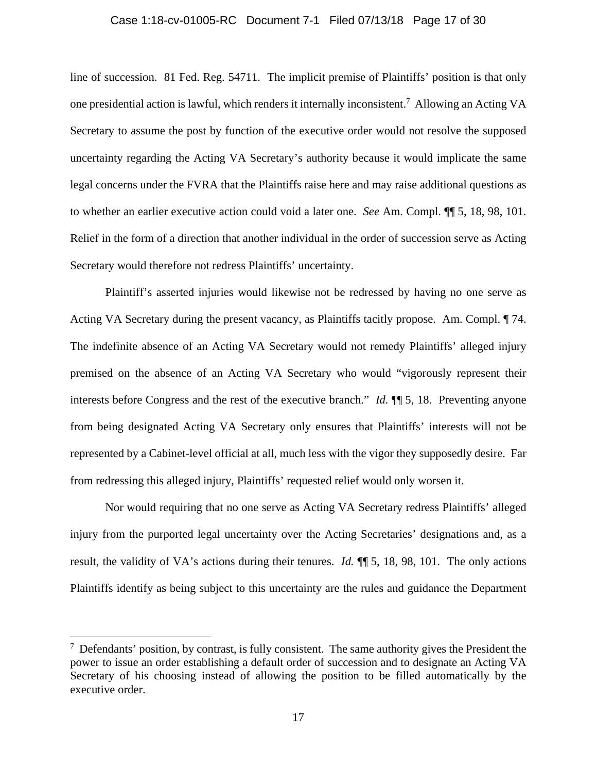line of succession. 81 Fed. Reg. 54711. The implicit premise of Plaintiffs' position is that only one presidential action is lawful, which renders it internally inconsistent.[7] Allowing an Acting VA Secretary to assume the post by function of the executive order would not resolve the supposed uncertainty regarding the Acting VA Secretary's authority because it would implicate the same legal concerns under the FVRA that the Plaintiffs raise here and may raise additional questions as to whether an earlier executive action could void a later one. *See* Am. Compl. ¶¶ 5, 18, 98, 101. Relief in the form of a direction that another individual in the order of succession serve as Acting Secretary would therefore not redress Plaintiffs' uncertainty.

Plaintiff's asserted injuries would likewise not be redressed by having no one serve as Acting VA Secretary during the present vacancy, as Plaintiffs tacitly propose. Am. Compl. ¶ 74. The indefinite absence of an Acting VA Secretary would not remedy Plaintiffs' alleged injury premised on the absence of an Acting VA Secretary who would "vigorously represent their interests before Congress and the rest of the executive branch." *Id.* ¶¶ 5, 18. Preventing anyone from being designated Acting VA Secretary only ensures that Plaintiffs' interests will not be represented by a Cabinet-level official at all, much less with the vigor they supposedly desire. Far from redressing this alleged injury, Plaintiffs' requested relief would only worsen it.

Nor would requiring that no one serve as Acting VA Secretary redress Plaintiffs' alleged injury from the purported legal uncertainty over the Acting Secretaries' designations and, as a result, the validity of VA's actions during their tenures. *Id.* ¶¶ 5, 18, 98, 101. The only actions Plaintiffs identify as being subject to this uncertainty are the rules and guidance the Department

---

[7] Defendants' position, by contrast, is fully consistent. The same authority gives the President the power to issue an order establishing a default order of succession and to designate an Acting VA Secretary of his choosing instead of allowing the position to be filled automatically by the executive order.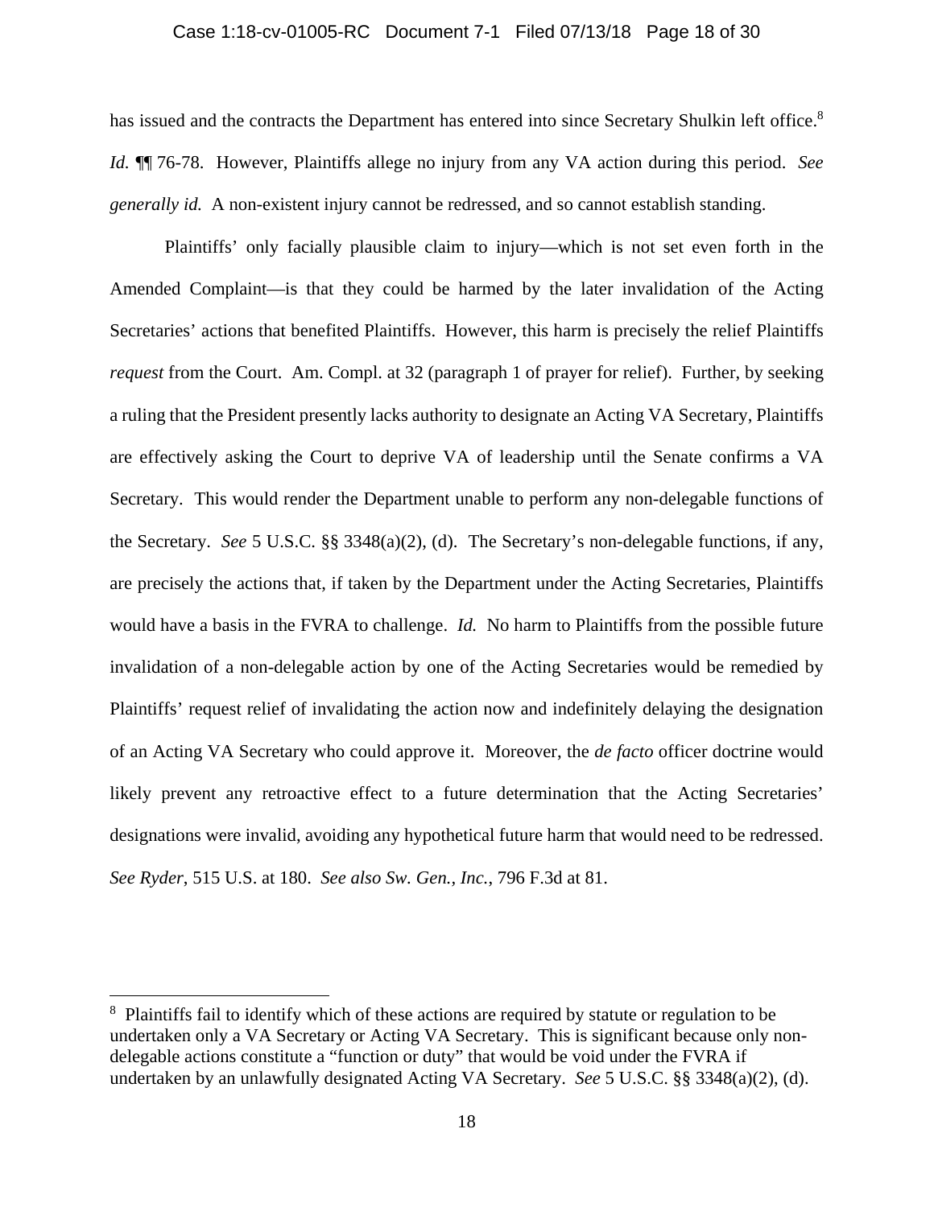has issued and the contracts the Department has entered into since Secretary Shulkin left office.[8] *Id.* ¶¶ 76-78. However, Plaintiffs allege no injury from any VA action during this period. *See generally id.* A non-existent injury cannot be redressed, and so cannot establish standing.

Plaintiffs' only facially plausible claim to injury—which is not set even forth in the Amended Complaint—is that they could be harmed by the later invalidation of the Acting Secretaries' actions that benefited Plaintiffs. However, this harm is precisely the relief Plaintiffs *request* from the Court. Am. Compl. at 32 (paragraph 1 of prayer for relief). Further, by seeking a ruling that the President presently lacks authority to designate an Acting VA Secretary, Plaintiffs are effectively asking the Court to deprive VA of leadership until the Senate confirms a VA Secretary. This would render the Department unable to perform any non-delegable functions of the Secretary. *See* 5 U.S.C. §§ 3348(a)(2), (d). The Secretary's non-delegable functions, if any, are precisely the actions that, if taken by the Department under the Acting Secretaries, Plaintiffs would have a basis in the FVRA to challenge. *Id.* No harm to Plaintiffs from the possible future invalidation of a non-delegable action by one of the Acting Secretaries would be remedied by Plaintiffs' request relief of invalidating the action now and indefinitely delaying the designation of an Acting VA Secretary who could approve it. Moreover, the *de facto* officer doctrine would likely prevent any retroactive effect to a future determination that the Acting Secretaries' designations were invalid, avoiding any hypothetical future harm that would need to be redressed. *See Ryder*, 515 U.S. at 180. *See also Sw. Gen., Inc.*, 796 F.3d at 81.

---

[8] Plaintiffs fail to identify which of these actions are required by statute or regulation to be undertaken only a VA Secretary or Acting VA Secretary. This is significant because only non-delegable actions constitute a "function or duty" that would be void under the FVRA if undertaken by an unlawfully designated Acting VA Secretary. *See* 5 U.S.C. §§ 3348(a)(2), (d).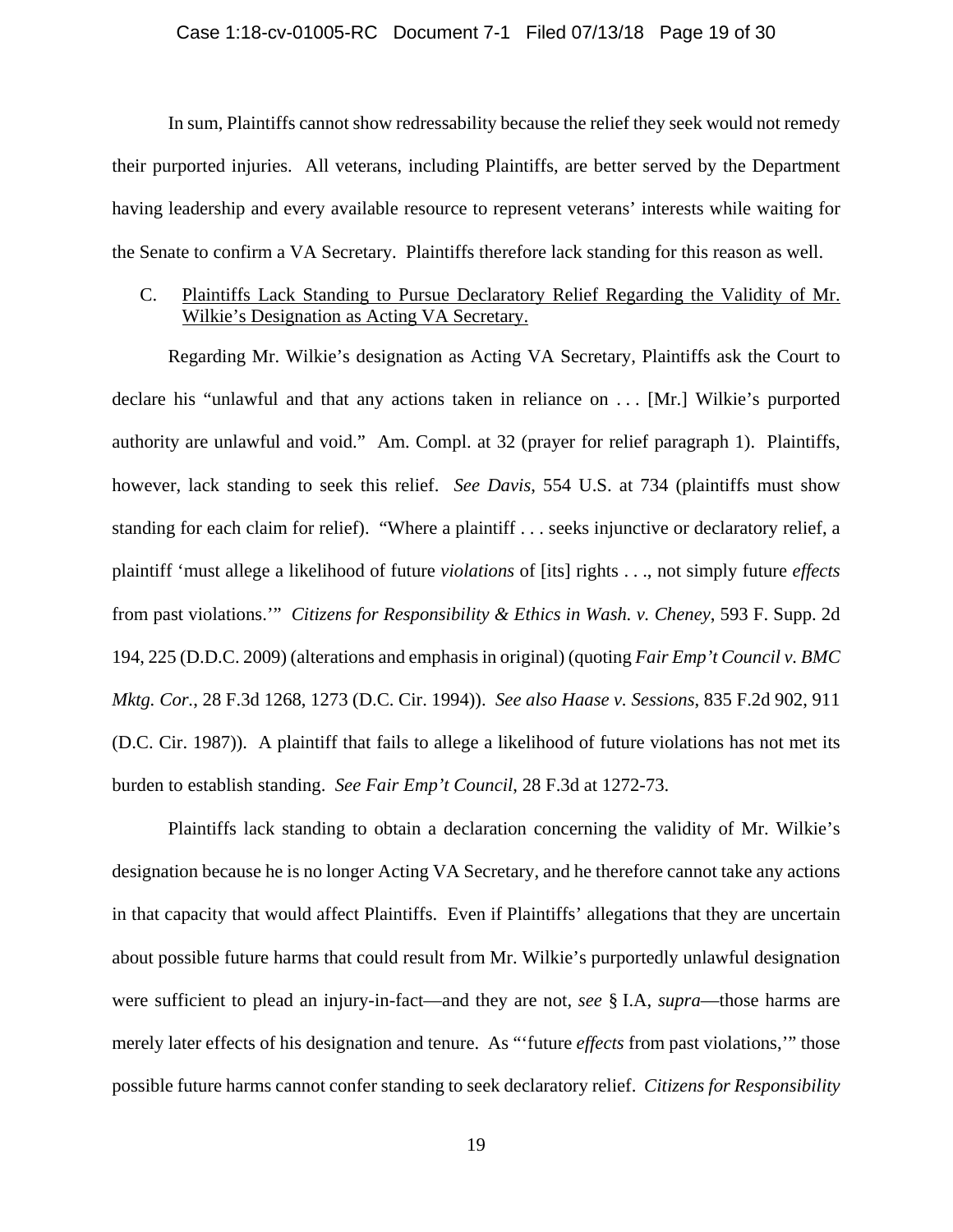In sum, Plaintiffs cannot show redressability because the relief they seek would not remedy their purported injuries. All veterans, including Plaintiffs, are better served by the Department having leadership and every available resource to represent veterans' interests while waiting for the Senate to confirm a VA Secretary. Plaintiffs therefore lack standing for this reason as well.

C. Plaintiffs Lack Standing to Pursue Declaratory Relief Regarding the Validity of Mr. Wilkie's Designation as Acting VA Secretary.

Regarding Mr. Wilkie's designation as Acting VA Secretary, Plaintiffs ask the Court to declare his "unlawful and that any actions taken in reliance on . . . [Mr.] Wilkie's purported authority are unlawful and void." Am. Compl. at 32 (prayer for relief paragraph 1). Plaintiffs, however, lack standing to seek this relief. *See Davis*, 554 U.S. at 734 (plaintiffs must show standing for each claim for relief). "Where a plaintiff . . . seeks injunctive or declaratory relief, a plaintiff 'must allege a likelihood of future *violations* of [its] rights . . ., not simply future *effects* from past violations.'" *Citizens for Responsibility & Ethics in Wash. v. Cheney*, 593 F. Supp. 2d 194, 225 (D.D.C. 2009) (alterations and emphasis in original) (quoting *Fair Emp't Council v. BMC Mktg. Cor.*, 28 F.3d 1268, 1273 (D.C. Cir. 1994)). *See also Haase v. Sessions*, 835 F.2d 902, 911 (D.C. Cir. 1987)). A plaintiff that fails to allege a likelihood of future violations has not met its burden to establish standing. *See Fair Emp't Council*, 28 F.3d at 1272-73.

Plaintiffs lack standing to obtain a declaration concerning the validity of Mr. Wilkie's designation because he is no longer Acting VA Secretary, and he therefore cannot take any actions in that capacity that would affect Plaintiffs. Even if Plaintiffs' allegations that they are uncertain about possible future harms that could result from Mr. Wilkie's purportedly unlawful designation were sufficient to plead an injury-in-fact—and they are not, *see* § I.A, *supra*—those harms are merely later effects of his designation and tenure. As "'future *effects* from past violations,'" those possible future harms cannot confer standing to seek declaratory relief. *Citizens for Responsibility*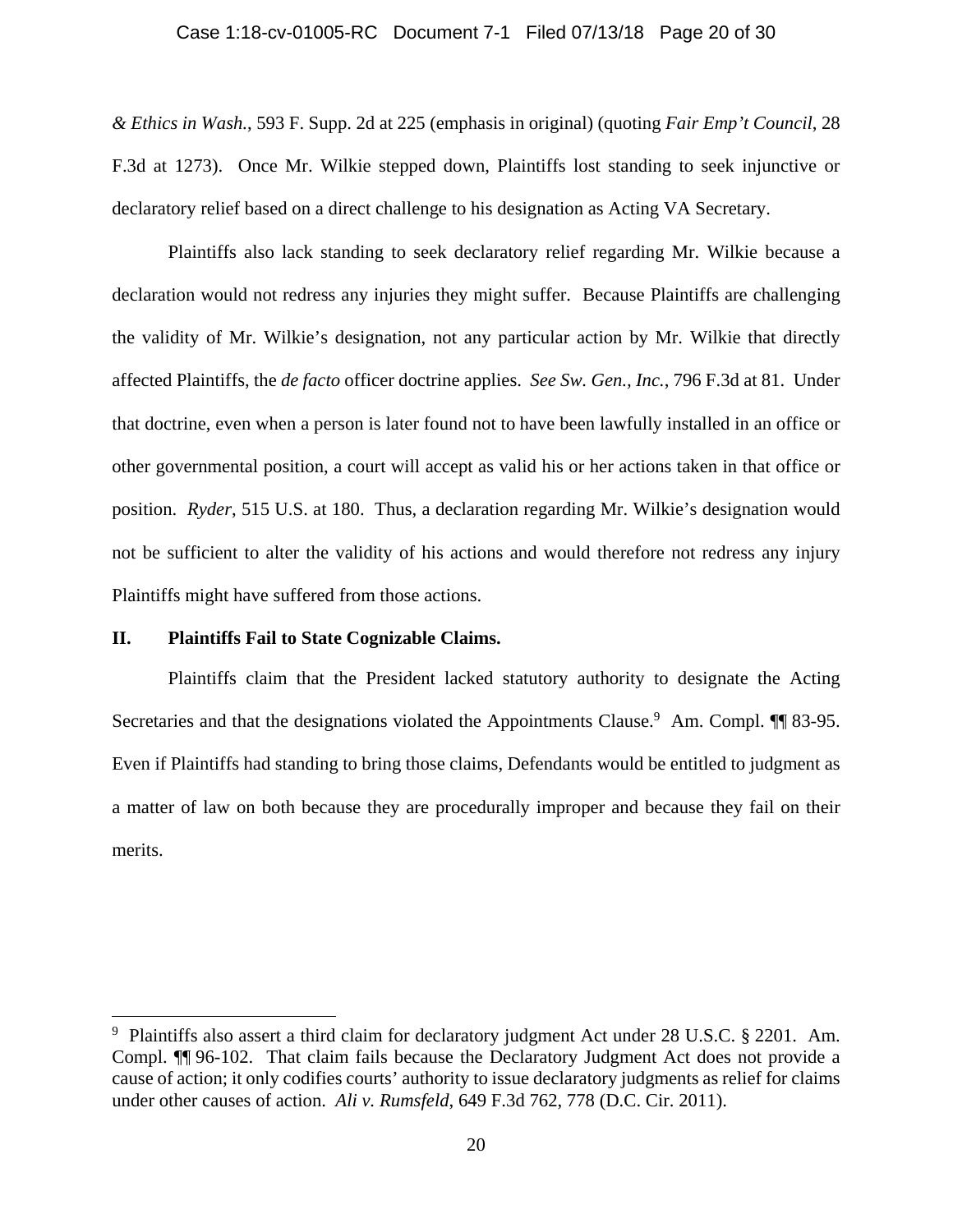*& Ethics in Wash.*, 593 F. Supp. 2d at 225 (emphasis in original) (quoting *Fair Emp't Council*, 28 F.3d at 1273). Once Mr. Wilkie stepped down, Plaintiffs lost standing to seek injunctive or declaratory relief based on a direct challenge to his designation as Acting VA Secretary.

Plaintiffs also lack standing to seek declaratory relief regarding Mr. Wilkie because a declaration would not redress any injuries they might suffer. Because Plaintiffs are challenging the validity of Mr. Wilkie's designation, not any particular action by Mr. Wilkie that directly affected Plaintiffs, the *de facto* officer doctrine applies. *See Sw. Gen., Inc.*, 796 F.3d at 81. Under that doctrine, even when a person is later found not to have been lawfully installed in an office or other governmental position, a court will accept as valid his or her actions taken in that office or position. *Ryder*, 515 U.S. at 180. Thus, a declaration regarding Mr. Wilkie's designation would not be sufficient to alter the validity of his actions and would therefore not redress any injury Plaintiffs might have suffered from those actions.

## II. Plaintiffs Fail to State Cognizable Claims.

Plaintiffs claim that the President lacked statutory authority to designate the Acting Secretaries and that the designations violated the Appointments Clause.[9] Am. Compl. ¶¶ 83-95. Even if Plaintiffs had standing to bring those claims, Defendants would be entitled to judgment as a matter of law on both because they are procedurally improper and because they fail on their merits.

---

[9] Plaintiffs also assert a third claim for declaratory judgment Act under 28 U.S.C. § 2201. Am. Compl. ¶¶ 96-102. That claim fails because the Declaratory Judgment Act does not provide a cause of action; it only codifies courts' authority to issue declaratory judgments as relief for claims under other causes of action. *Ali v. Rumsfeld*, 649 F.3d 762, 778 (D.C. Cir. 2011).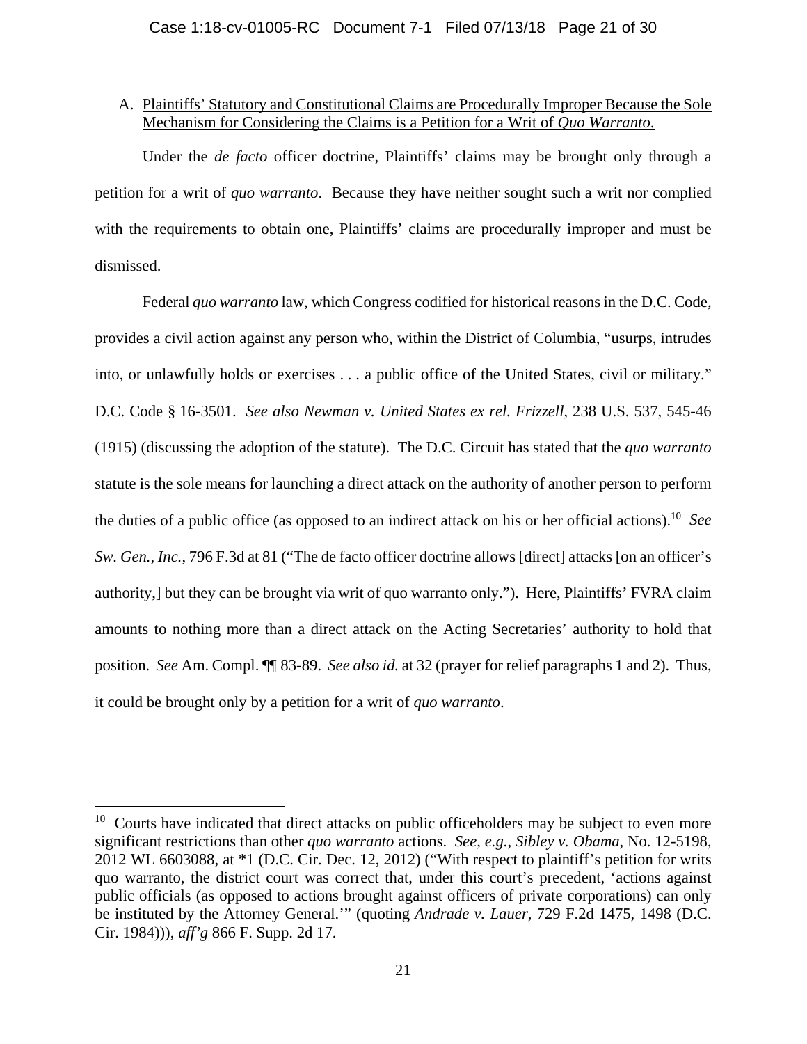A. Plaintiffs' Statutory and Constitutional Claims are Procedurally Improper Because the Sole Mechanism for Considering the Claims is a Petition for a Writ of *Quo Warranto*.

Under the *de facto* officer doctrine, Plaintiffs' claims may be brought only through a petition for a writ of *quo warranto*. Because they have neither sought such a writ nor complied with the requirements to obtain one, Plaintiffs' claims are procedurally improper and must be dismissed.

Federal *quo warranto* law, which Congress codified for historical reasons in the D.C. Code, provides a civil action against any person who, within the District of Columbia, "usurps, intrudes into, or unlawfully holds or exercises . . . a public office of the United States, civil or military." D.C. Code § 16-3501. *See also Newman v. United States ex rel. Frizzell*, 238 U.S. 537, 545-46 (1915) (discussing the adoption of the statute). The D.C. Circuit has stated that the *quo warranto* statute is the sole means for launching a direct attack on the authority of another person to perform the duties of a public office (as opposed to an indirect attack on his or her official actions).[10] *See Sw. Gen., Inc.*, 796 F.3d at 81 ("The de facto officer doctrine allows [direct] attacks [on an officer's authority,] but they can be brought via writ of quo warranto only."). Here, Plaintiffs' FVRA claim amounts to nothing more than a direct attack on the Acting Secretaries' authority to hold that position. *See* Am. Compl. ¶¶ 83-89. *See also id.* at 32 (prayer for relief paragraphs 1 and 2). Thus, it could be brought only by a petition for a writ of *quo warranto*.

[10] Courts have indicated that direct attacks on public officeholders may be subject to even more significant restrictions than other *quo warranto* actions. *See, e.g.*, *Sibley v. Obama*, No. 12-5198, 2012 WL 6603088, at *1 (D.C. Cir. Dec. 12, 2012) ("With respect to plaintiff's petition for writs quo warranto, the district court was correct that, under this court's precedent, 'actions against public officials (as opposed to actions brought against officers of private corporations) can only be instituted by the Attorney General.'" (quoting *Andrade v. Lauer*, 729 F.2d 1475, 1498 (D.C. Cir. 1984))), *aff'g* 866 F. Supp. 2d 17.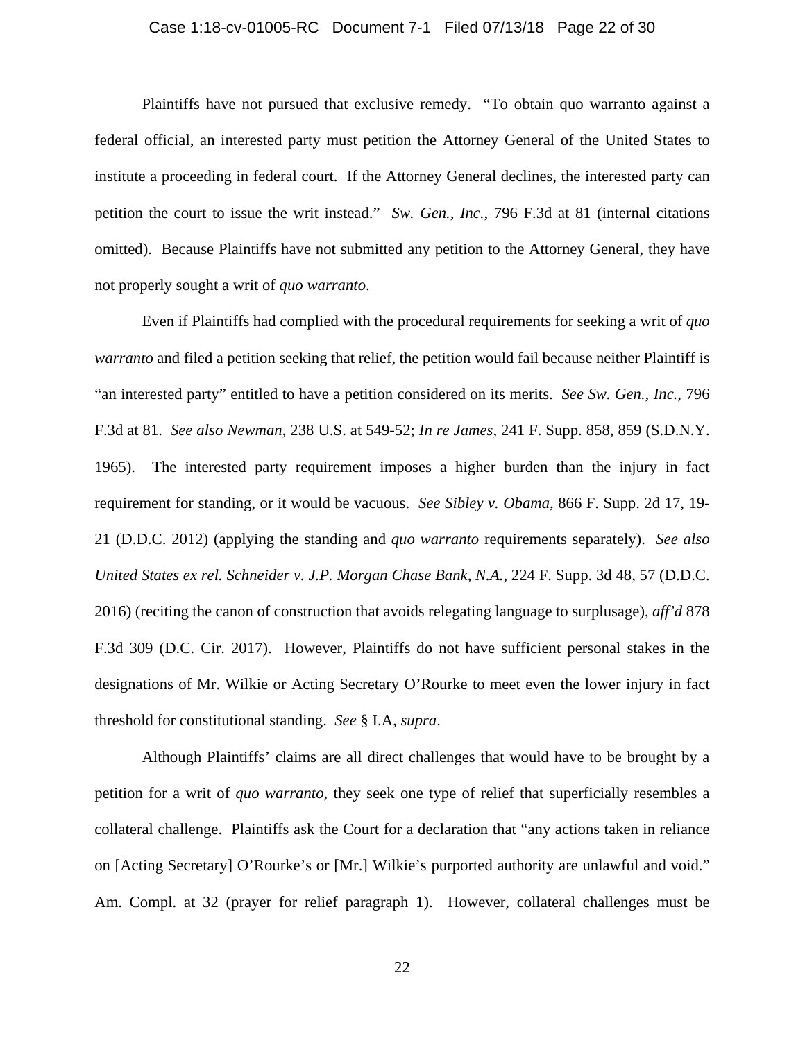Plaintiffs have not pursued that exclusive remedy. "To obtain quo warranto against a federal official, an interested party must petition the Attorney General of the United States to institute a proceeding in federal court. If the Attorney General declines, the interested party can petition the court to issue the writ instead." *Sw. Gen., Inc.*, 796 F.3d at 81 (internal citations omitted). Because Plaintiffs have not submitted any petition to the Attorney General, they have not properly sought a writ of *quo warranto*.

Even if Plaintiffs had complied with the procedural requirements for seeking a writ of *quo warranto* and filed a petition seeking that relief, the petition would fail because neither Plaintiff is "an interested party" entitled to have a petition considered on its merits. *See Sw. Gen., Inc.*, 796 F.3d at 81. *See also Newman*, 238 U.S. at 549-52; *In re James*, 241 F. Supp. 858, 859 (S.D.N.Y. 1965). The interested party requirement imposes a higher burden than the injury in fact requirement for standing, or it would be vacuous. *See Sibley v. Obama*, 866 F. Supp. 2d 17, 19-21 (D.D.C. 2012) (applying the standing and *quo warranto* requirements separately). *See also United States ex rel. Schneider v. J.P. Morgan Chase Bank, N.A.*, 224 F. Supp. 3d 48, 57 (D.D.C. 2016) (reciting the canon of construction that avoids relegating language to surplusage), *aff'd* 878 F.3d 309 (D.C. Cir. 2017). However, Plaintiffs do not have sufficient personal stakes in the designations of Mr. Wilkie or Acting Secretary O'Rourke to meet even the lower injury in fact threshold for constitutional standing. *See* § I.A, *supra*.

Although Plaintiffs' claims are all direct challenges that would have to be brought by a petition for a writ of *quo warranto*, they seek one type of relief that superficially resembles a collateral challenge. Plaintiffs ask the Court for a declaration that "any actions taken in reliance on [Acting Secretary] O'Rourke's or [Mr.] Wilkie's purported authority are unlawful and void." Am. Compl. at 32 (prayer for relief paragraph 1). However, collateral challenges must be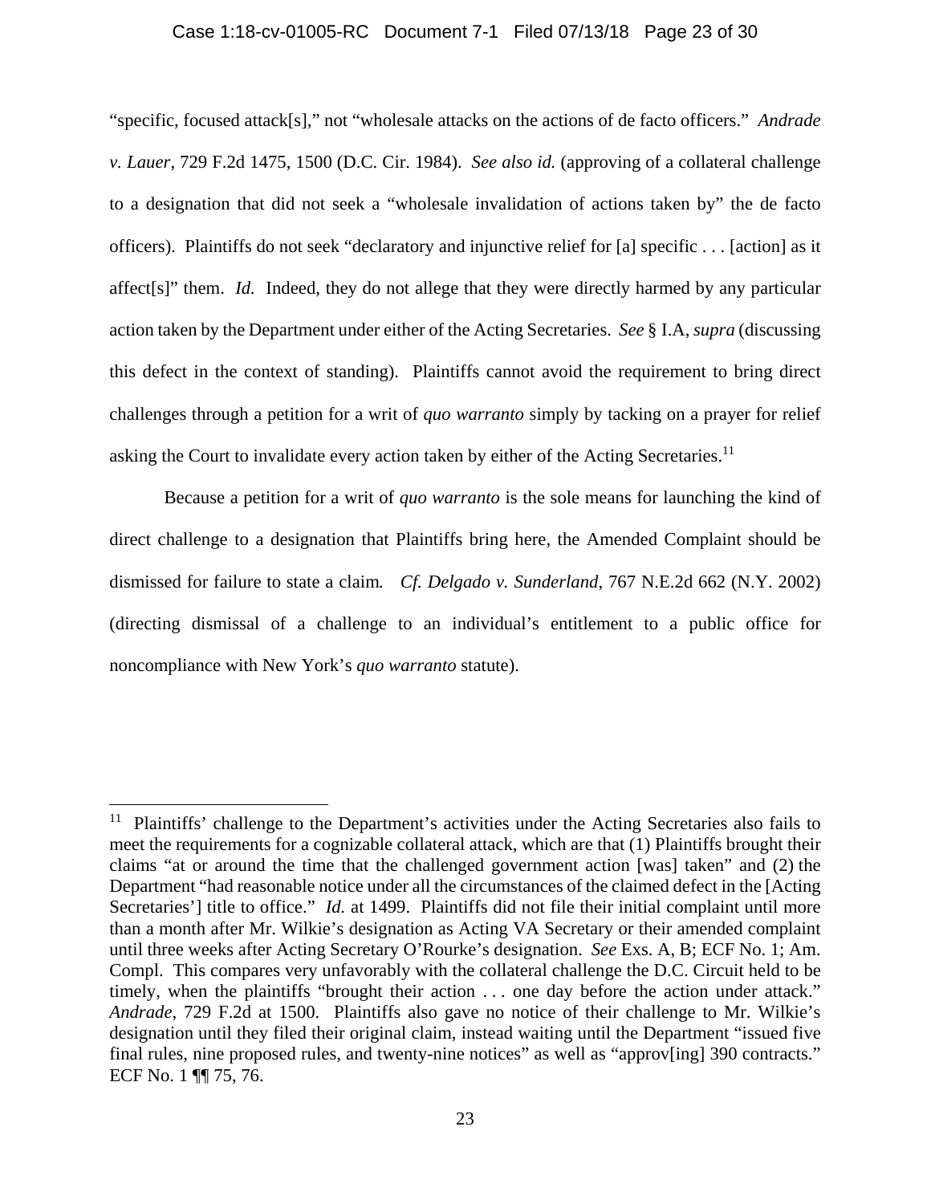"specific, focused attack[s]," not "wholesale attacks on the actions of de facto officers." *Andrade v. Lauer*, 729 F.2d 1475, 1500 (D.C. Cir. 1984). *See also id.* (approving of a collateral challenge to a designation that did not seek a "wholesale invalidation of actions taken by" the de facto officers). Plaintiffs do not seek "declaratory and injunctive relief for [a] specific . . . [action] as it affect[s]" them. *Id.* Indeed, they do not allege that they were directly harmed by any particular action taken by the Department under either of the Acting Secretaries. *See* § I.A, *supra* (discussing this defect in the context of standing). Plaintiffs cannot avoid the requirement to bring direct challenges through a petition for a writ of *quo warranto* simply by tacking on a prayer for relief asking the Court to invalidate every action taken by either of the Acting Secretaries.[11]

Because a petition for a writ of *quo warranto* is the sole means for launching the kind of direct challenge to a designation that Plaintiffs bring here, the Amended Complaint should be dismissed for failure to state a claim*.* *Cf. Delgado v. Sunderland*, 767 N.E.2d 662 (N.Y. 2002) (directing dismissal of a challenge to an individual's entitlement to a public office for noncompliance with New York's *quo warranto* statute).

---

[11] Plaintiffs' challenge to the Department's activities under the Acting Secretaries also fails to meet the requirements for a cognizable collateral attack, which are that (1) Plaintiffs brought their claims "at or around the time that the challenged government action [was] taken" and (2) the Department "had reasonable notice under all the circumstances of the claimed defect in the [Acting Secretaries'] title to office." *Id.* at 1499. Plaintiffs did not file their initial complaint until more than a month after Mr. Wilkie's designation as Acting VA Secretary or their amended complaint until three weeks after Acting Secretary O'Rourke's designation. *See* Exs. A, B; ECF No. 1; Am. Compl. This compares very unfavorably with the collateral challenge the D.C. Circuit held to be timely, when the plaintiffs "brought their action . . . one day before the action under attack." *Andrade*, 729 F.2d at 1500. Plaintiffs also gave no notice of their challenge to Mr. Wilkie's designation until they filed their original claim, instead waiting until the Department "issued five final rules, nine proposed rules, and twenty-nine notices" as well as "approv[ing] 390 contracts." ECF No. 1 ¶¶ 75, 76.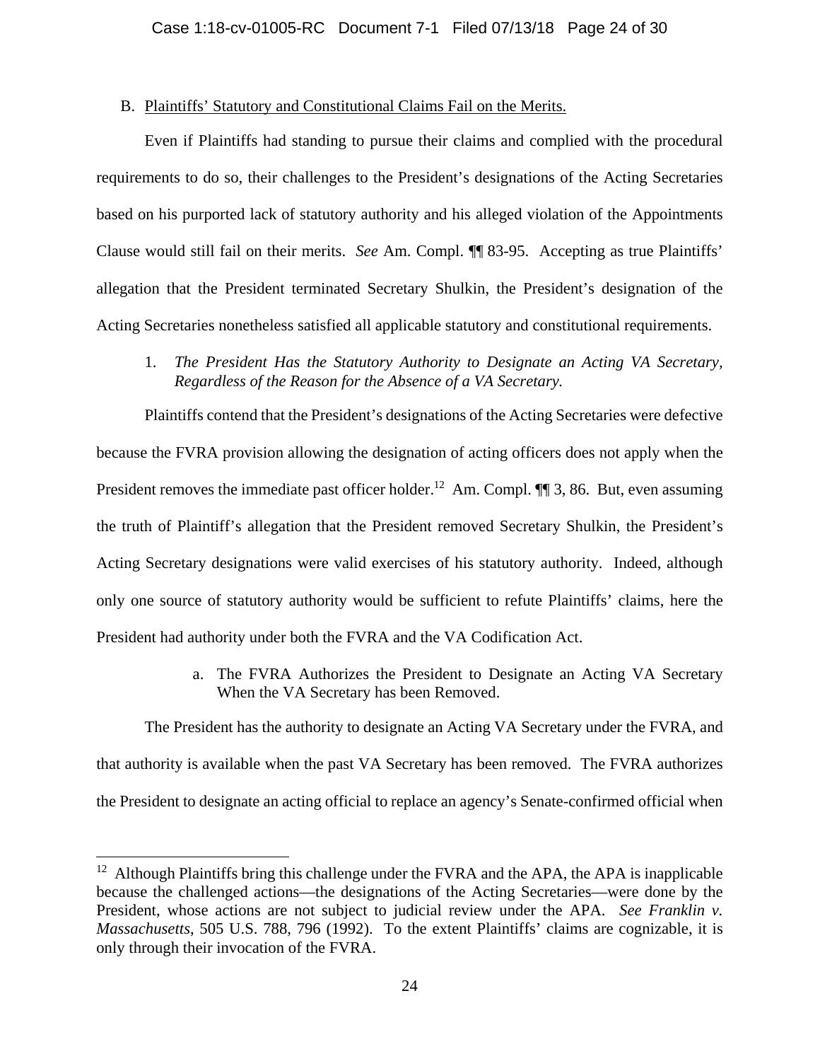## B. Plaintiffs' Statutory and Constitutional Claims Fail on the Merits.

Even if Plaintiffs had standing to pursue their claims and complied with the procedural requirements to do so, their challenges to the President's designations of the Acting Secretaries based on his purported lack of statutory authority and his alleged violation of the Appointments Clause would still fail on their merits. *See* Am. Compl. ¶¶ 83-95. Accepting as true Plaintiffs' allegation that the President terminated Secretary Shulkin, the President's designation of the Acting Secretaries nonetheless satisfied all applicable statutory and constitutional requirements.

### 1. *The President Has the Statutory Authority to Designate an Acting VA Secretary, Regardless of the Reason for the Absence of a VA Secretary.*

Plaintiffs contend that the President's designations of the Acting Secretaries were defective because the FVRA provision allowing the designation of acting officers does not apply when the President removes the immediate past officer holder.[12] Am. Compl. ¶¶ 3, 86. But, even assuming the truth of Plaintiff's allegation that the President removed Secretary Shulkin, the President's Acting Secretary designations were valid exercises of his statutory authority. Indeed, although only one source of statutory authority would be sufficient to refute Plaintiffs' claims, here the President had authority under both the FVRA and the VA Codification Act.

#### a. The FVRA Authorizes the President to Designate an Acting VA Secretary When the VA Secretary has been Removed.

The President has the authority to designate an Acting VA Secretary under the FVRA, and that authority is available when the past VA Secretary has been removed. The FVRA authorizes the President to designate an acting official to replace an agency's Senate-confirmed official when

---

[12] Although Plaintiffs bring this challenge under the FVRA and the APA, the APA is inapplicable because the challenged actions—the designations of the Acting Secretaries—were done by the President, whose actions are not subject to judicial review under the APA. *See Franklin v. Massachusetts*, 505 U.S. 788, 796 (1992). To the extent Plaintiffs' claims are cognizable, it is only through their invocation of the FVRA.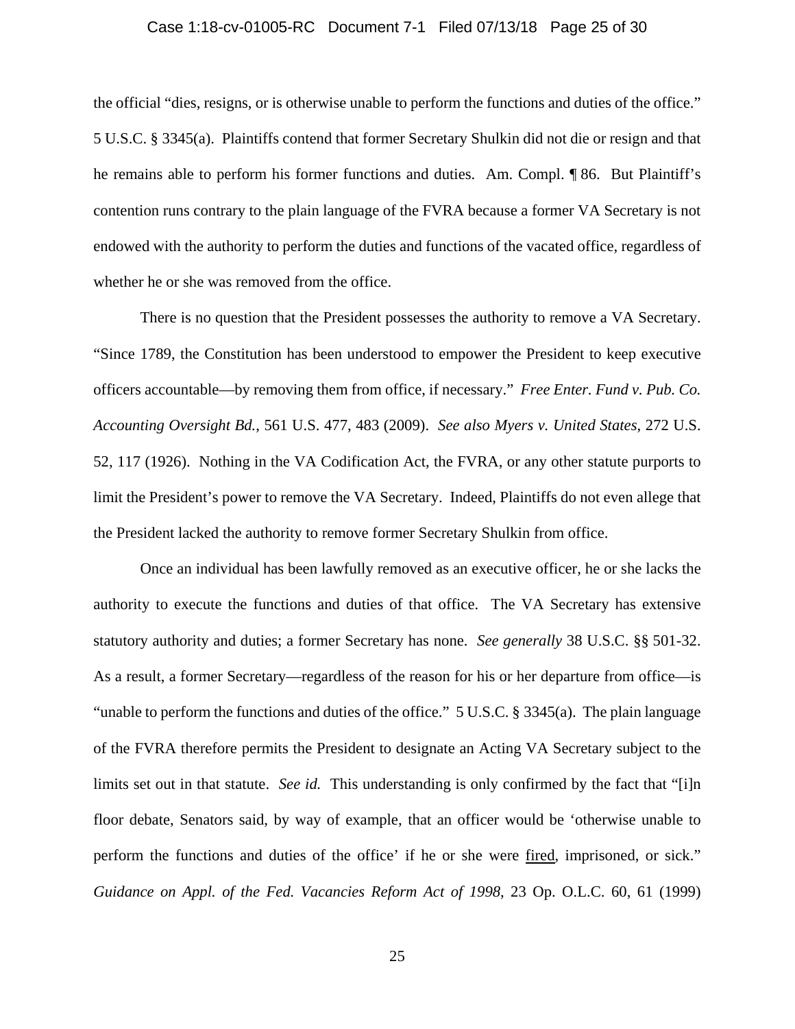the official "dies, resigns, or is otherwise unable to perform the functions and duties of the office." 5 U.S.C. § 3345(a). Plaintiffs contend that former Secretary Shulkin did not die or resign and that he remains able to perform his former functions and duties. Am. Compl. ¶ 86. But Plaintiff's contention runs contrary to the plain language of the FVRA because a former VA Secretary is not endowed with the authority to perform the duties and functions of the vacated office, regardless of whether he or she was removed from the office.

There is no question that the President possesses the authority to remove a VA Secretary. "Since 1789, the Constitution has been understood to empower the President to keep executive officers accountable—by removing them from office, if necessary." *Free Enter. Fund v. Pub. Co. Accounting Oversight Bd.*, 561 U.S. 477, 483 (2009). *See also Myers v. United States*, 272 U.S. 52, 117 (1926). Nothing in the VA Codification Act, the FVRA, or any other statute purports to limit the President's power to remove the VA Secretary. Indeed, Plaintiffs do not even allege that the President lacked the authority to remove former Secretary Shulkin from office.

Once an individual has been lawfully removed as an executive officer, he or she lacks the authority to execute the functions and duties of that office. The VA Secretary has extensive statutory authority and duties; a former Secretary has none. *See generally* 38 U.S.C. §§ 501-32. As a result, a former Secretary—regardless of the reason for his or her departure from office—is "unable to perform the functions and duties of the office." 5 U.S.C. § 3345(a). The plain language of the FVRA therefore permits the President to designate an Acting VA Secretary subject to the limits set out in that statute. *See id.* This understanding is only confirmed by the fact that "[i]n floor debate, Senators said, by way of example, that an officer would be 'otherwise unable to perform the functions and duties of the office' if he or she were <u>fired</u>, imprisoned, or sick." *Guidance on Appl. of the Fed. Vacancies Reform Act of 1998*, 23 Op. O.L.C. 60, 61 (1999)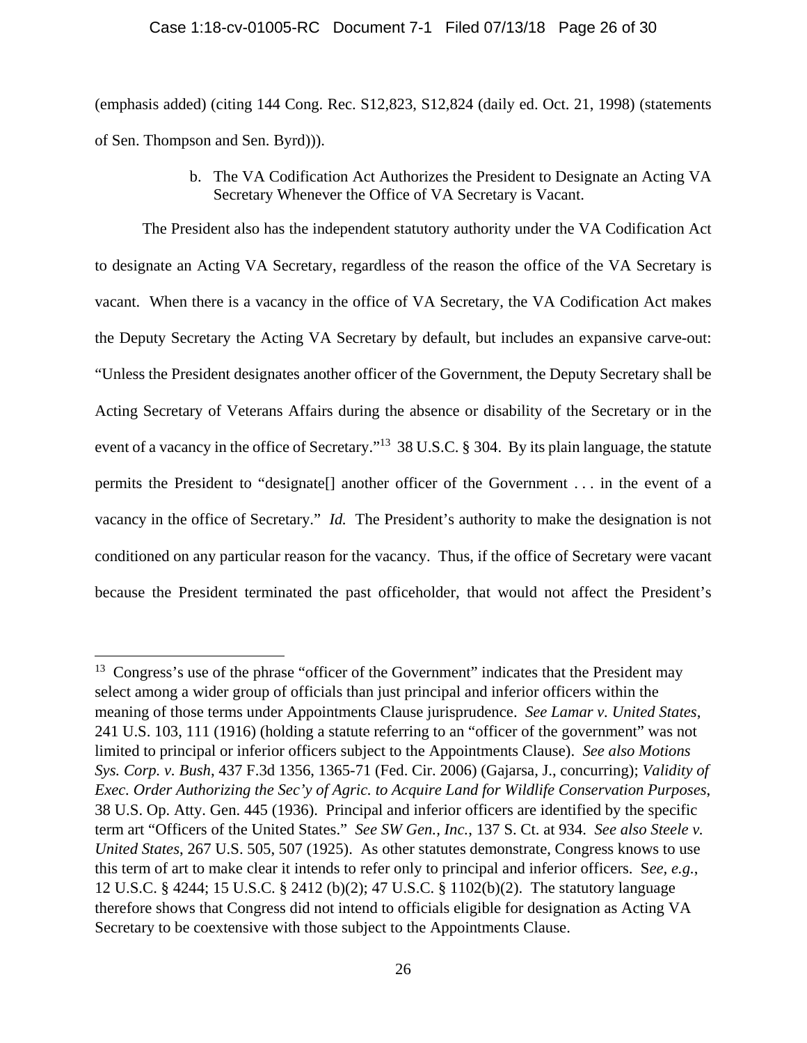(emphasis added) (citing 144 Cong. Rec. S12,823, S12,824 (daily ed. Oct. 21, 1998) (statements of Sen. Thompson and Sen. Byrd))).

b. The VA Codification Act Authorizes the President to Designate an Acting VA Secretary Whenever the Office of VA Secretary is Vacant.

The President also has the independent statutory authority under the VA Codification Act to designate an Acting VA Secretary, regardless of the reason the office of the VA Secretary is vacant. When there is a vacancy in the office of VA Secretary, the VA Codification Act makes the Deputy Secretary the Acting VA Secretary by default, but includes an expansive carve-out: "Unless the President designates another officer of the Government, the Deputy Secretary shall be Acting Secretary of Veterans Affairs during the absence or disability of the Secretary or in the event of a vacancy in the office of Secretary."[13] 38 U.S.C. § 304. By its plain language, the statute permits the President to "designate[] another officer of the Government . . . in the event of a vacancy in the office of Secretary." *Id.* The President's authority to make the designation is not conditioned on any particular reason for the vacancy. Thus, if the office of Secretary were vacant because the President terminated the past officeholder, that would not affect the President's

---

[13] Congress's use of the phrase "officer of the Government" indicates that the President may select among a wider group of officials than just principal and inferior officers within the meaning of those terms under Appointments Clause jurisprudence. *See Lamar v. United States*, 241 U.S. 103, 111 (1916) (holding a statute referring to an "officer of the government" was not limited to principal or inferior officers subject to the Appointments Clause). *See also Motions Sys. Corp. v. Bush*, 437 F.3d 1356, 1365-71 (Fed. Cir. 2006) (Gajarsa, J., concurring); *Validity of Exec. Order Authorizing the Sec'y of Agric. to Acquire Land for Wildlife Conservation Purposes*, 38 U.S. Op. Atty. Gen. 445 (1936). Principal and inferior officers are identified by the specific term art "Officers of the United States." *See SW Gen., Inc.*, 137 S. Ct. at 934. *See also Steele v. United States*, 267 U.S. 505, 507 (1925). As other statutes demonstrate, Congress knows to use this term of art to make clear it intends to refer only to principal and inferior officers. S*ee, e.g.*, 12 U.S.C. § 4244; 15 U.S.C. § 2412 (b)(2); 47 U.S.C. § 1102(b)(2). The statutory language therefore shows that Congress did not intend to officials eligible for designation as Acting VA Secretary to be coextensive with those subject to the Appointments Clause.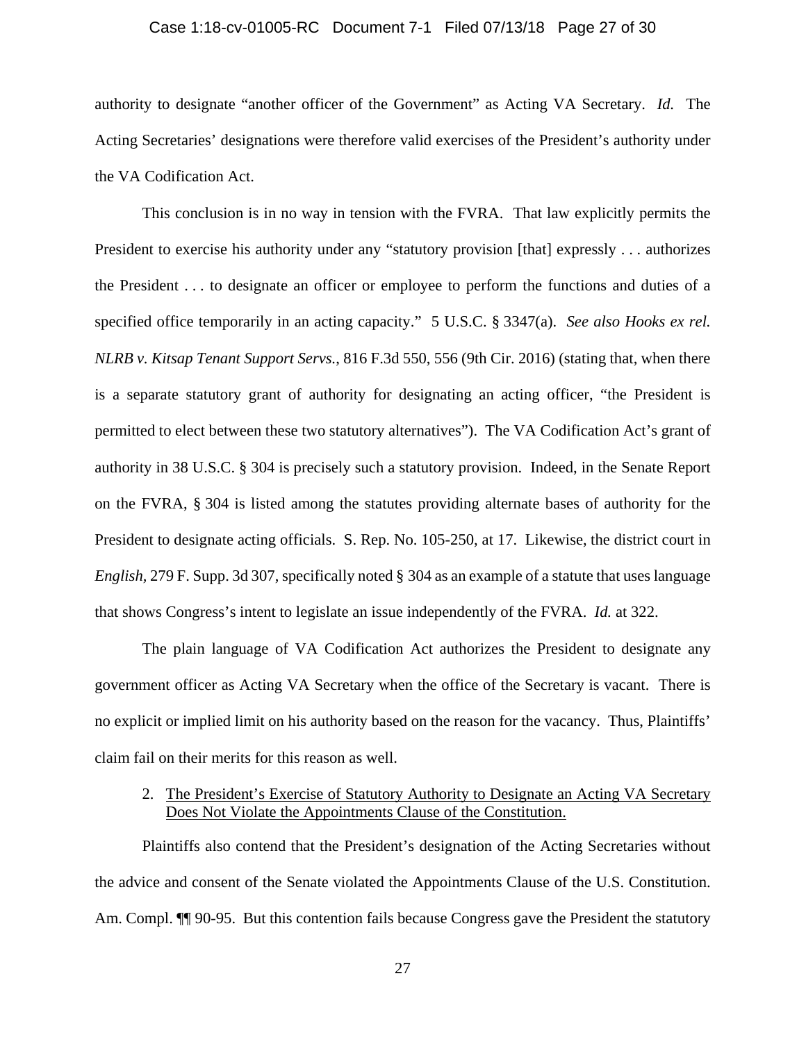authority to designate "another officer of the Government" as Acting VA Secretary. *Id.* The Acting Secretaries' designations were therefore valid exercises of the President's authority under the VA Codification Act.

This conclusion is in no way in tension with the FVRA. That law explicitly permits the President to exercise his authority under any "statutory provision [that] expressly . . . authorizes the President . . . to designate an officer or employee to perform the functions and duties of a specified office temporarily in an acting capacity." 5 U.S.C. § 3347(a). *See also Hooks ex rel. NLRB v. Kitsap Tenant Support Servs.*, 816 F.3d 550, 556 (9th Cir. 2016) (stating that, when there is a separate statutory grant of authority for designating an acting officer, "the President is permitted to elect between these two statutory alternatives"). The VA Codification Act's grant of authority in 38 U.S.C. § 304 is precisely such a statutory provision. Indeed, in the Senate Report on the FVRA, § 304 is listed among the statutes providing alternate bases of authority for the President to designate acting officials. S. Rep. No. 105-250, at 17. Likewise, the district court in *English*, 279 F. Supp. 3d 307, specifically noted § 304 as an example of a statute that uses language that shows Congress's intent to legislate an issue independently of the FVRA. *Id.* at 322.

The plain language of VA Codification Act authorizes the President to designate any government officer as Acting VA Secretary when the office of the Secretary is vacant. There is no explicit or implied limit on his authority based on the reason for the vacancy. Thus, Plaintiffs' claim fail on their merits for this reason as well.

2. <u>The President's Exercise of Statutory Authority to Designate an Acting VA Secretary Does Not Violate the Appointments Clause of the Constitution.</u>

Plaintiffs also contend that the President's designation of the Acting Secretaries without the advice and consent of the Senate violated the Appointments Clause of the U.S. Constitution. Am. Compl. ¶¶ 90-95. But this contention fails because Congress gave the President the statutory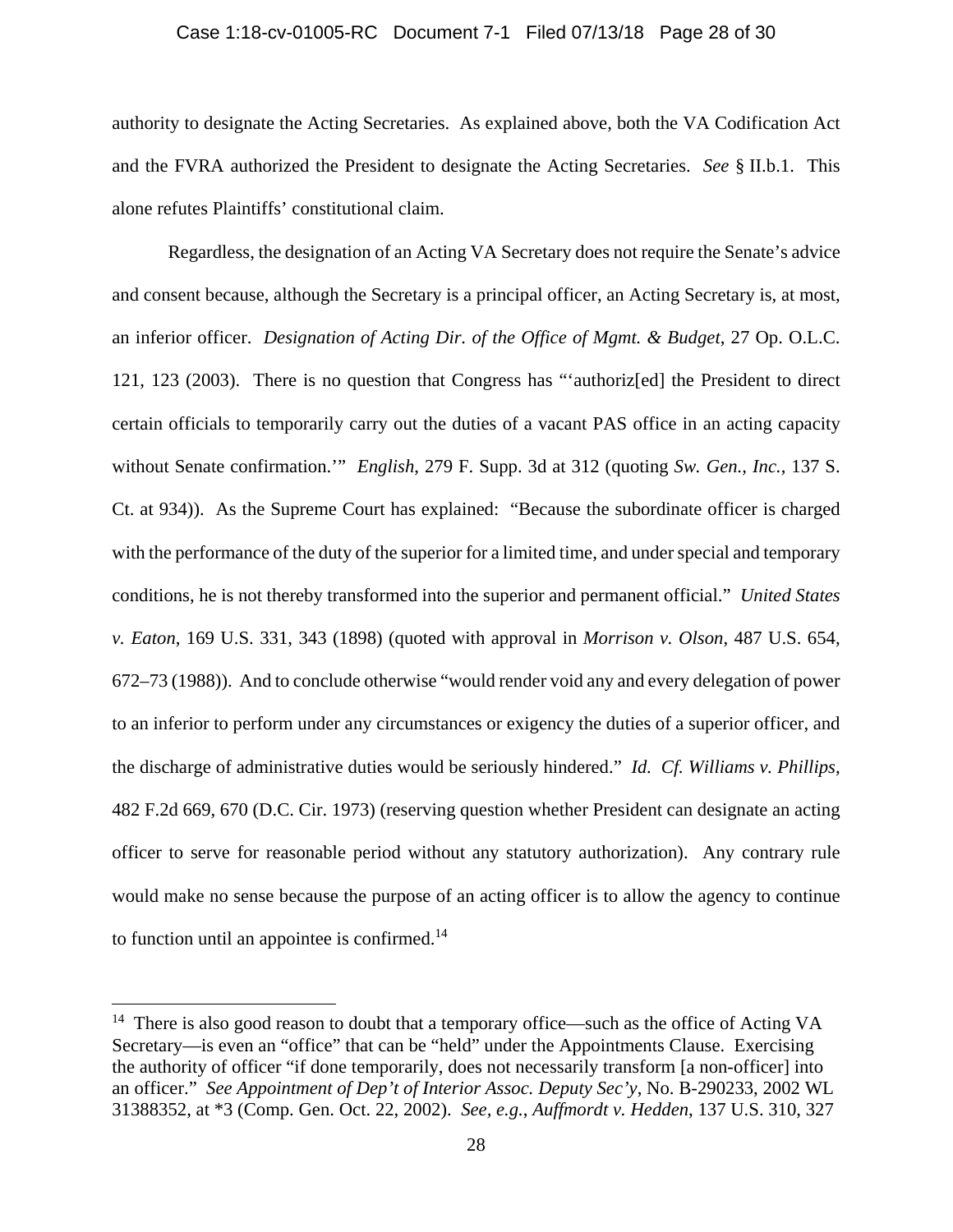authority to designate the Acting Secretaries. As explained above, both the VA Codification Act and the FVRA authorized the President to designate the Acting Secretaries. *See* § II.b.1. This alone refutes Plaintiffs' constitutional claim.

Regardless, the designation of an Acting VA Secretary does not require the Senate's advice and consent because, although the Secretary is a principal officer, an Acting Secretary is, at most, an inferior officer. *Designation of Acting Dir. of the Office of Mgmt. & Budget*, 27 Op. O.L.C. 121, 123 (2003). There is no question that Congress has "'authoriz[ed] the President to direct certain officials to temporarily carry out the duties of a vacant PAS office in an acting capacity without Senate confirmation.'" *English*, 279 F. Supp. 3d at 312 (quoting *Sw. Gen., Inc.*, 137 S. Ct. at 934)). As the Supreme Court has explained: "Because the subordinate officer is charged with the performance of the duty of the superior for a limited time, and under special and temporary conditions, he is not thereby transformed into the superior and permanent official." *United States v. Eaton*, 169 U.S. 331, 343 (1898) (quoted with approval in *Morrison v. Olson*, 487 U.S. 654, 672–73 (1988)). And to conclude otherwise "would render void any and every delegation of power to an inferior to perform under any circumstances or exigency the duties of a superior officer, and the discharge of administrative duties would be seriously hindered." *Id. Cf. Williams v. Phillips*, 482 F.2d 669, 670 (D.C. Cir. 1973) (reserving question whether President can designate an acting officer to serve for reasonable period without any statutory authorization). Any contrary rule would make no sense because the purpose of an acting officer is to allow the agency to continue to function until an appointee is confirmed.[14]

---

[14] There is also good reason to doubt that a temporary office—such as the office of Acting VA Secretary—is even an "office" that can be "held" under the Appointments Clause. Exercising the authority of officer "if done temporarily, does not necessarily transform [a non-officer] into an officer." *See Appointment of Dep't of Interior Assoc. Deputy Sec'y*, No. B-290233, 2002 WL 31388352, at *3 (Comp. Gen. Oct. 22, 2002). *See, e.g.*, *Auffmordt v. Hedden*, 137 U.S. 310, 327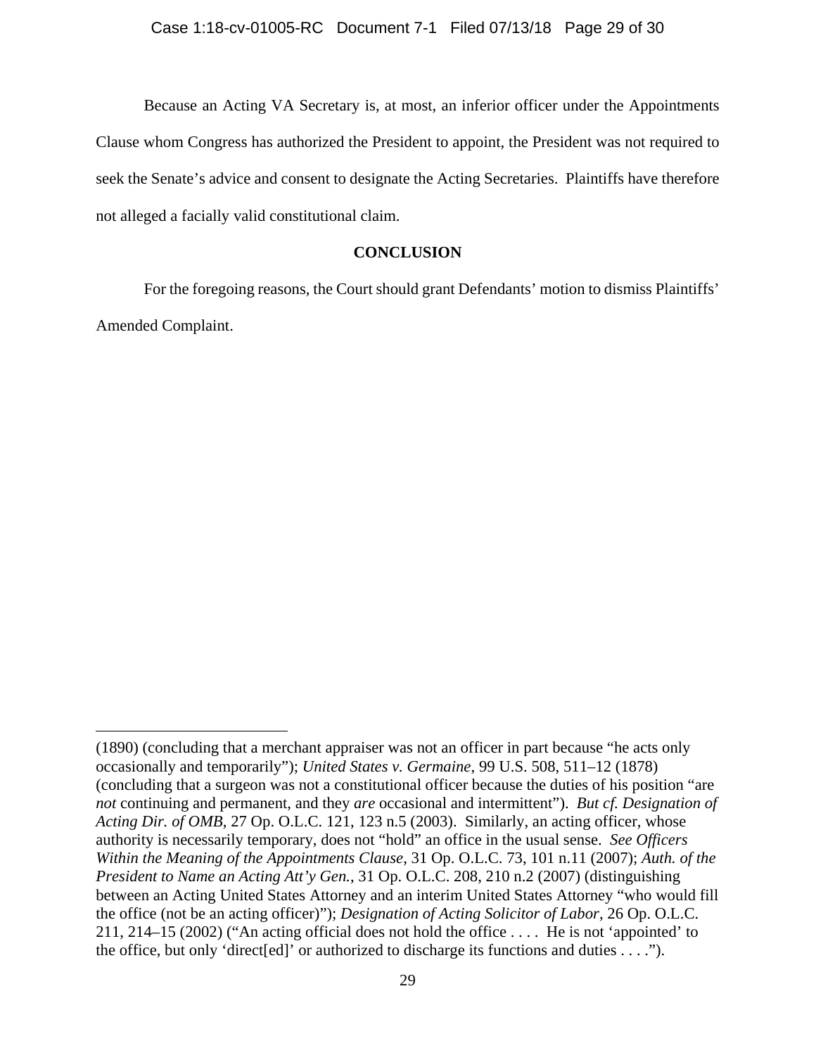Because an Acting VA Secretary is, at most, an inferior officer under the Appointments Clause whom Congress has authorized the President to appoint, the President was not required to seek the Senate's advice and consent to designate the Acting Secretaries. Plaintiffs have therefore not alleged a facially valid constitutional claim.

## CONCLUSION

For the foregoing reasons, the Court should grant Defendants' motion to dismiss Plaintiffs' Amended Complaint.

---

(1890) (concluding that a merchant appraiser was not an officer in part because "he acts only occasionally and temporarily"); *United States v. Germaine*, 99 U.S. 508, 511–12 (1878) (concluding that a surgeon was not a constitutional officer because the duties of his position "are *not* continuing and permanent, and they *are* occasional and intermittent"). *But cf. Designation of Acting Dir. of OMB*, 27 Op. O.L.C. 121, 123 n.5 (2003). Similarly, an acting officer, whose authority is necessarily temporary, does not "hold" an office in the usual sense. *See Officers Within the Meaning of the Appointments Clause*, 31 Op. O.L.C. 73, 101 n.11 (2007); *Auth. of the President to Name an Acting Att'y Gen.*, 31 Op. O.L.C. 208, 210 n.2 (2007) (distinguishing between an Acting United States Attorney and an interim United States Attorney "who would fill the office (not be an acting officer)"); *Designation of Acting Solicitor of Labor*, 26 Op. O.L.C. 211, 214–15 (2002) ("An acting official does not hold the office . . . . He is not 'appointed' to the office, but only 'direct[ed]' or authorized to discharge its functions and duties . . . .").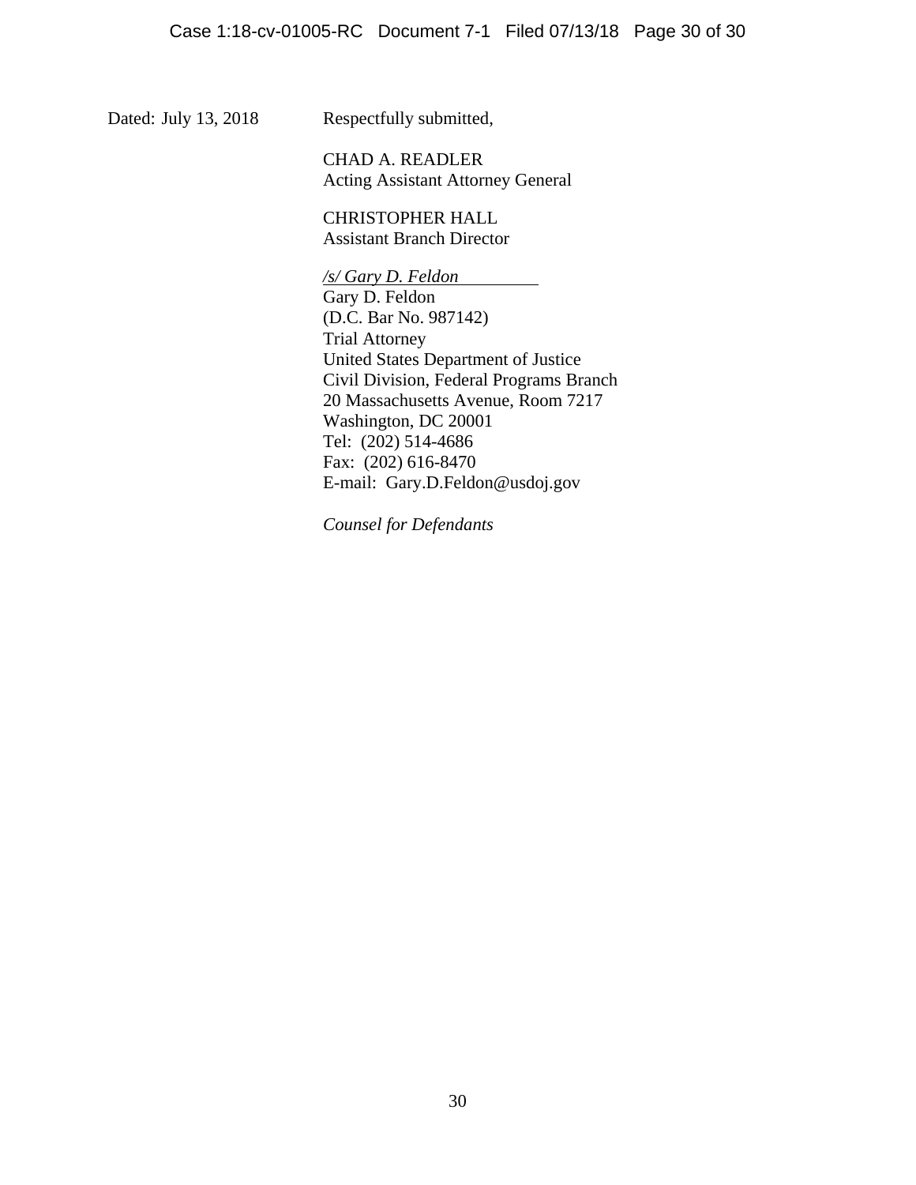Dated: July 13, 2018

Respectfully submitted,

CHAD A. READLER
Acting Assistant Attorney General

CHRISTOPHER HALL
Assistant Branch Director

*/s/ Gary D. Feldon*
Gary D. Feldon
(D.C. Bar No. 987142)
Trial Attorney
United States Department of Justice
Civil Division, Federal Programs Branch
20 Massachusetts Avenue, Room 7217
Washington, DC 20001
Tel: (202) 514-4686
Fax: (202) 616-8470
E-mail: Gary.D.Feldon@usdoj.gov

*Counsel for Defendants*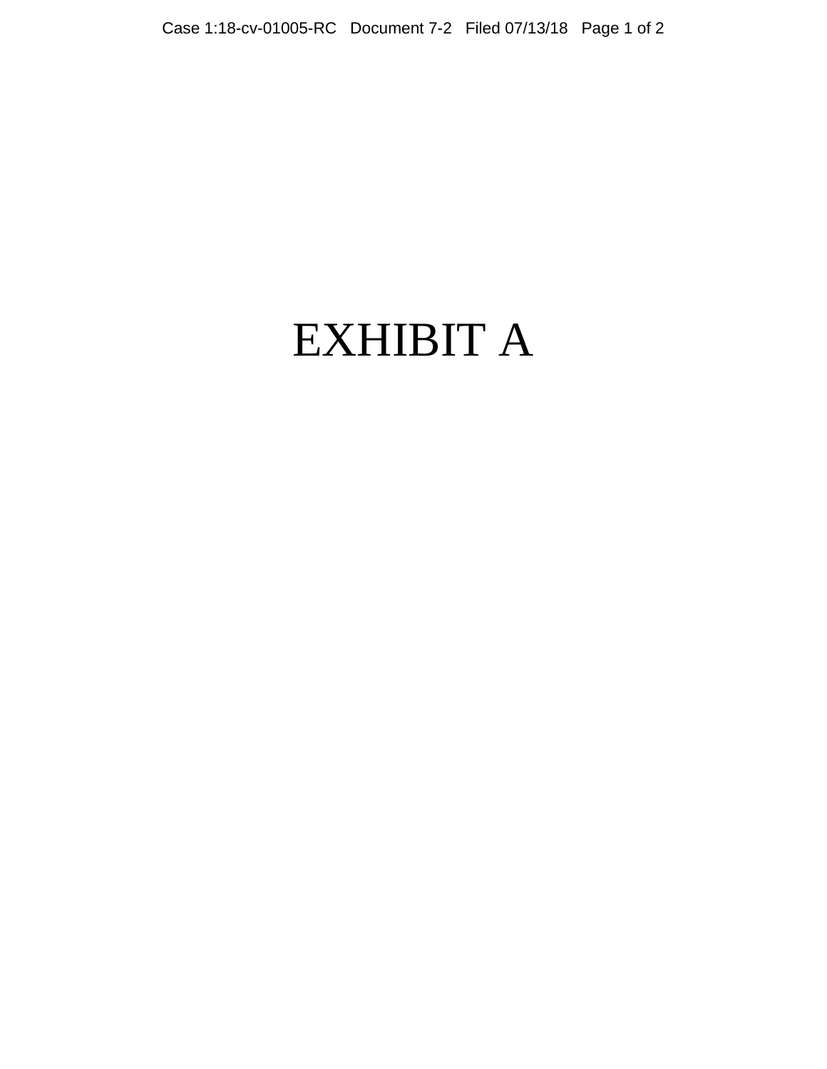# EXHIBIT A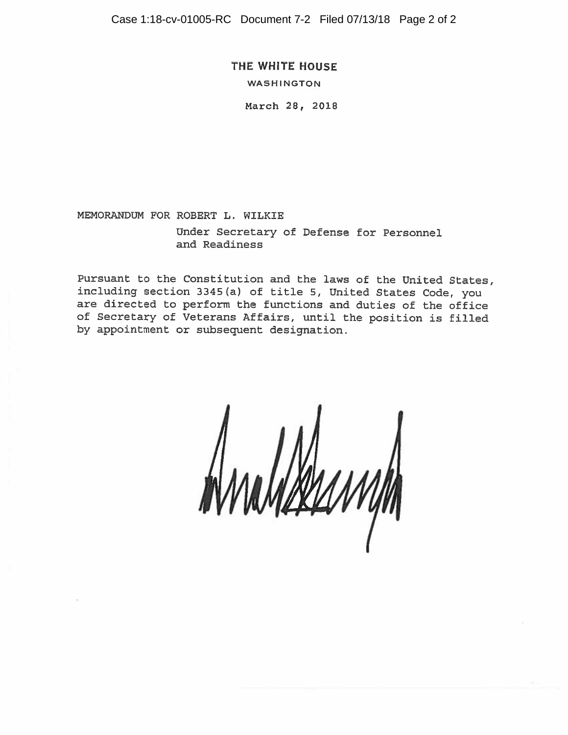**THE WHITE HOUSE**

WASHINGTON

March 28, 2018

MEMORANDUM FOR ROBERT L. WILKIE

Under Secretary of Defense for Personnel and Readiness

Pursuant to the Constitution and the laws of the United States, including section 3345(a) of title 5, United States Code, you are directed to perform the functions and duties of the office of Secretary of Veterans Affairs, until the position is filled by appointment or subsequent designation.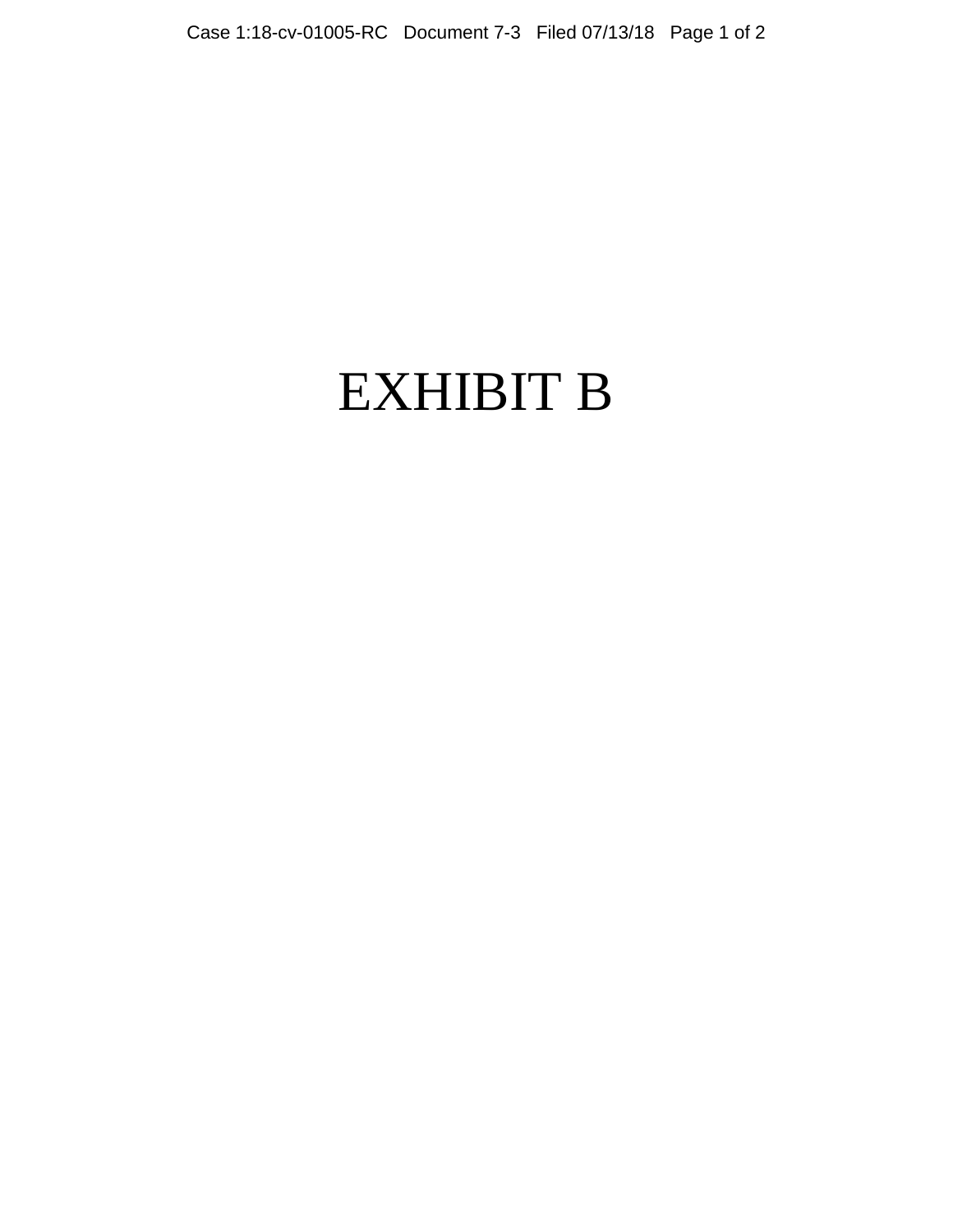# EXHIBIT B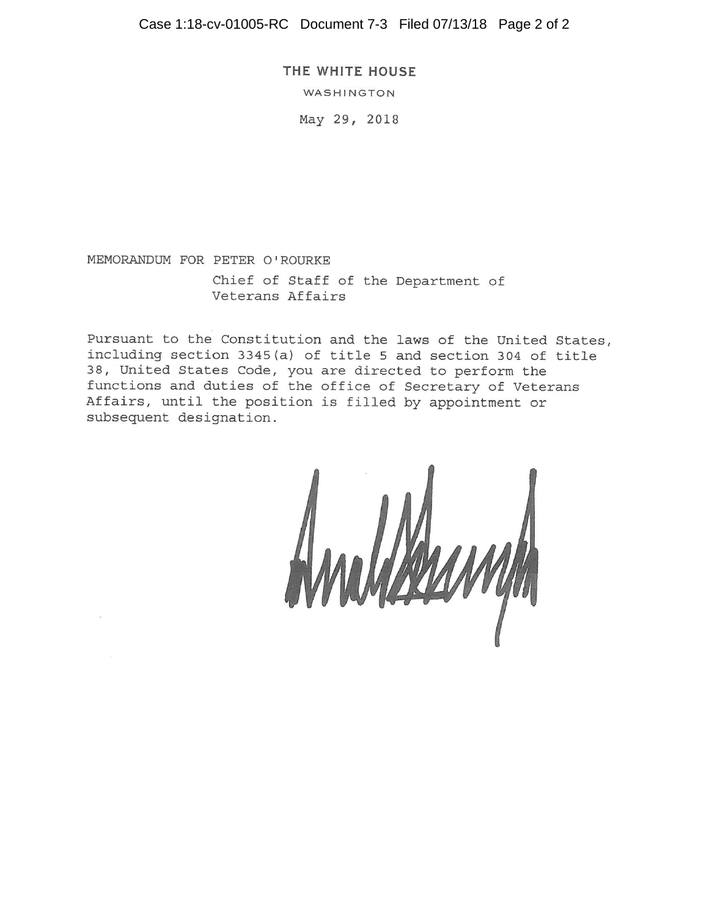THE WHITE HOUSE

WASHINGTON

May 29, 2018

MEMORANDUM FOR PETER O'ROURKE
Chief of Staff of the Department of Veterans Affairs

Pursuant to the Constitution and the laws of the United States, including section 3345(a) of title 5 and section 304 of title 38, United States Code, you are directed to perform the functions and duties of the office of Secretary of Veterans Affairs, until the position is filled by appointment or subsequent designation.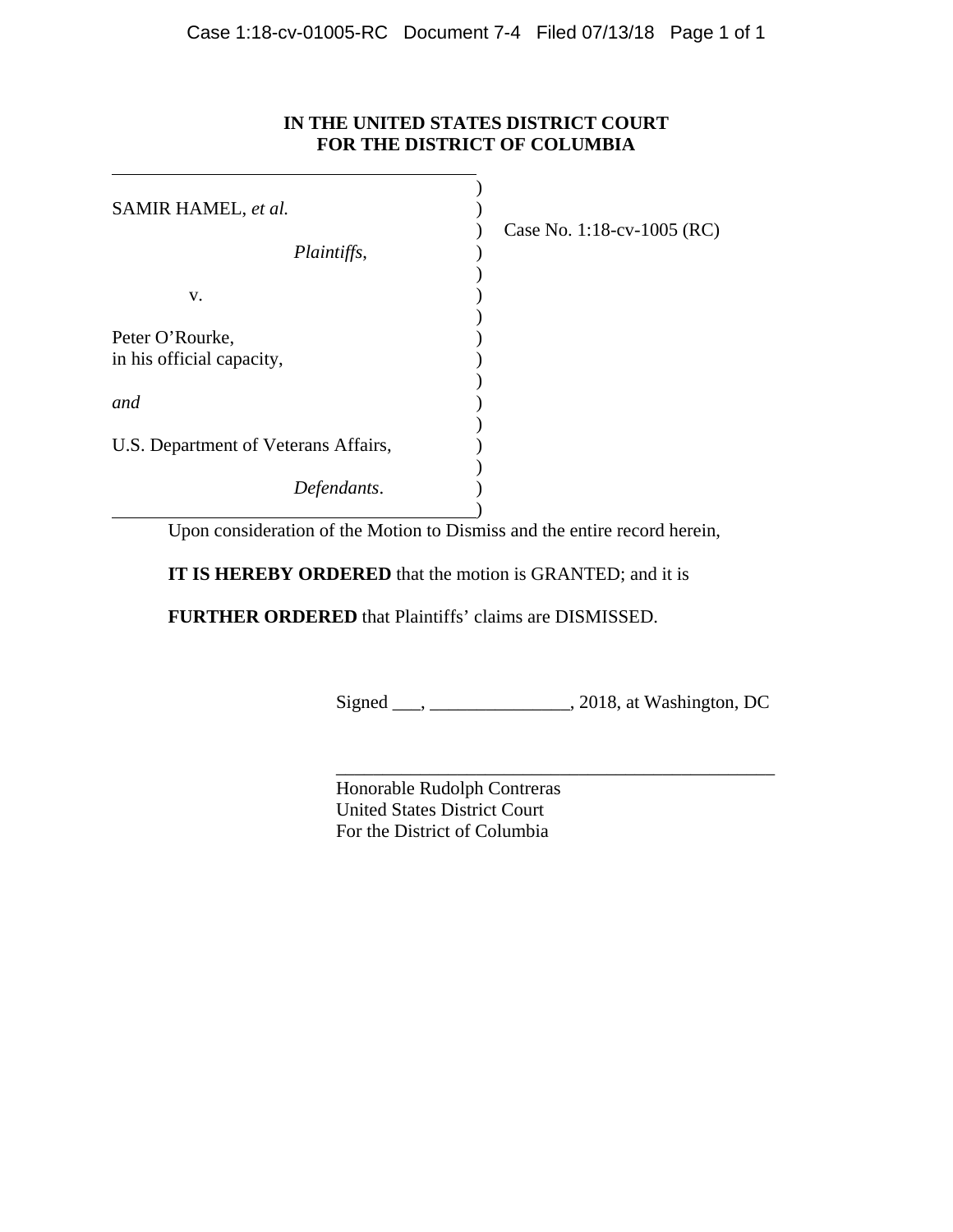**IN THE UNITED STATES DISTRICT COURT**
**FOR THE DISTRICT OF COLUMBIA**

| | |
|---|---|
| SAMIR HAMEL, *et al.* | |
| *Plaintiffs*, | Case No. 1:18-cv-1005 (RC) |
| v. | |
| Peter O'Rourke, in his official capacity, | |
| *and* | |
| U.S. Department of Veterans Affairs, | |
| *Defendants*. | |

Upon consideration of the Motion to Dismiss and the entire record herein,

**IT IS HEREBY ORDERED** that the motion is GRANTED; and it is

**FURTHER ORDERED** that Plaintiffs' claims are DISMISSED.

Signed ___, _______________, 2018, at Washington, DC

_______________________________________________
Honorable Rudolph Contreras
United States District Court
For the District of Columbia